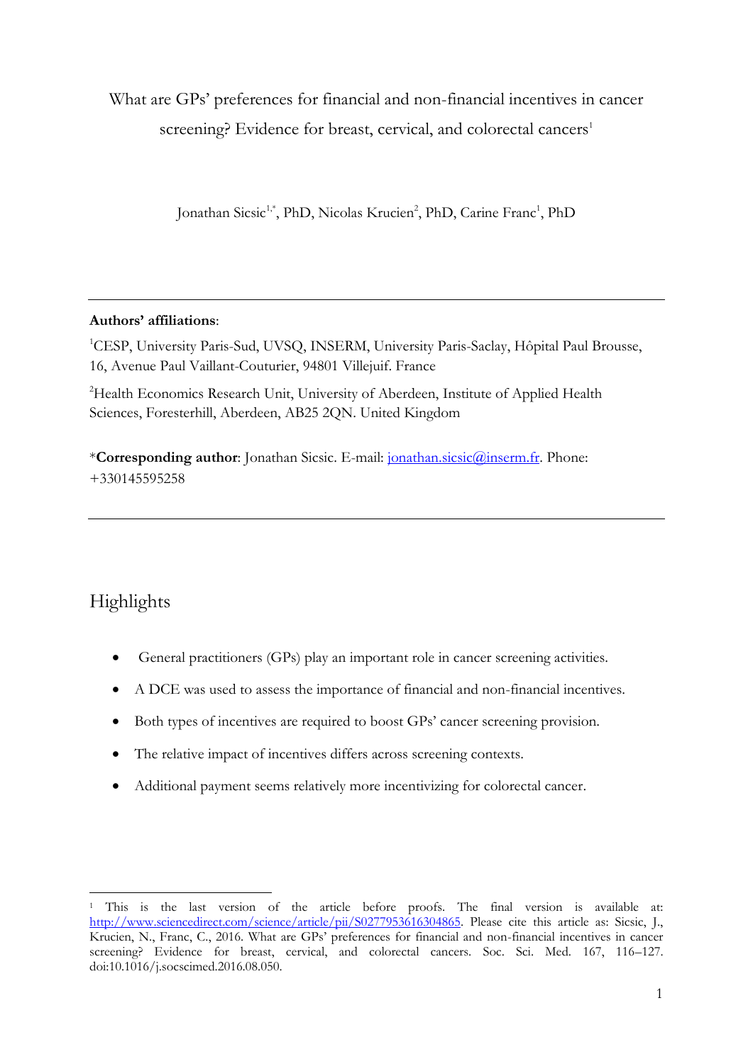What are GPs' preferences for financial and non-financial incentives in cancer screening? Evidence for breast, cervical, and colorectal cancers[1]

Jonathan Sicsic[1,*], PhD, Nicolas Krucien[2], PhD, Carine Franc[1], PhD

---

**Authors' affiliations**:

[1]CESP, University Paris-Sud, UVSQ, INSERM, University Paris-Saclay, Hôpital Paul Brousse, 16, Avenue Paul Vaillant-Couturier, 94801 Villejuif. France

[2]Health Economics Research Unit, University of Aberdeen, Institute of Applied Health Sciences, Foresterhill, Aberdeen, AB25 2QN. United Kingdom

*__Corresponding author__: Jonathan Sicsic. E-mail: jonathan.sicsic@inserm.fr. Phone: +330145595258

---

## Highlights

- General practitioners (GPs) play an important role in cancer screening activities.
- A DCE was used to assess the importance of financial and non-financial incentives.
- Both types of incentives are required to boost GPs' cancer screening provision.
- The relative impact of incentives differs across screening contexts.
- Additional payment seems relatively more incentivizing for colorectal cancer.

---

[1] This is the last version of the article before proofs. The final version is available at: http://www.sciencedirect.com/science/article/pii/S0277953616304865. Please cite this article as: Sicsic, J., Krucien, N., Franc, C., 2016. What are GPs' preferences for financial and non-financial incentives in cancer screening? Evidence for breast, cervical, and colorectal cancers. Soc. Sci. Med. 167, 116–127. doi:10.1016/j.socscimed.2016.08.050.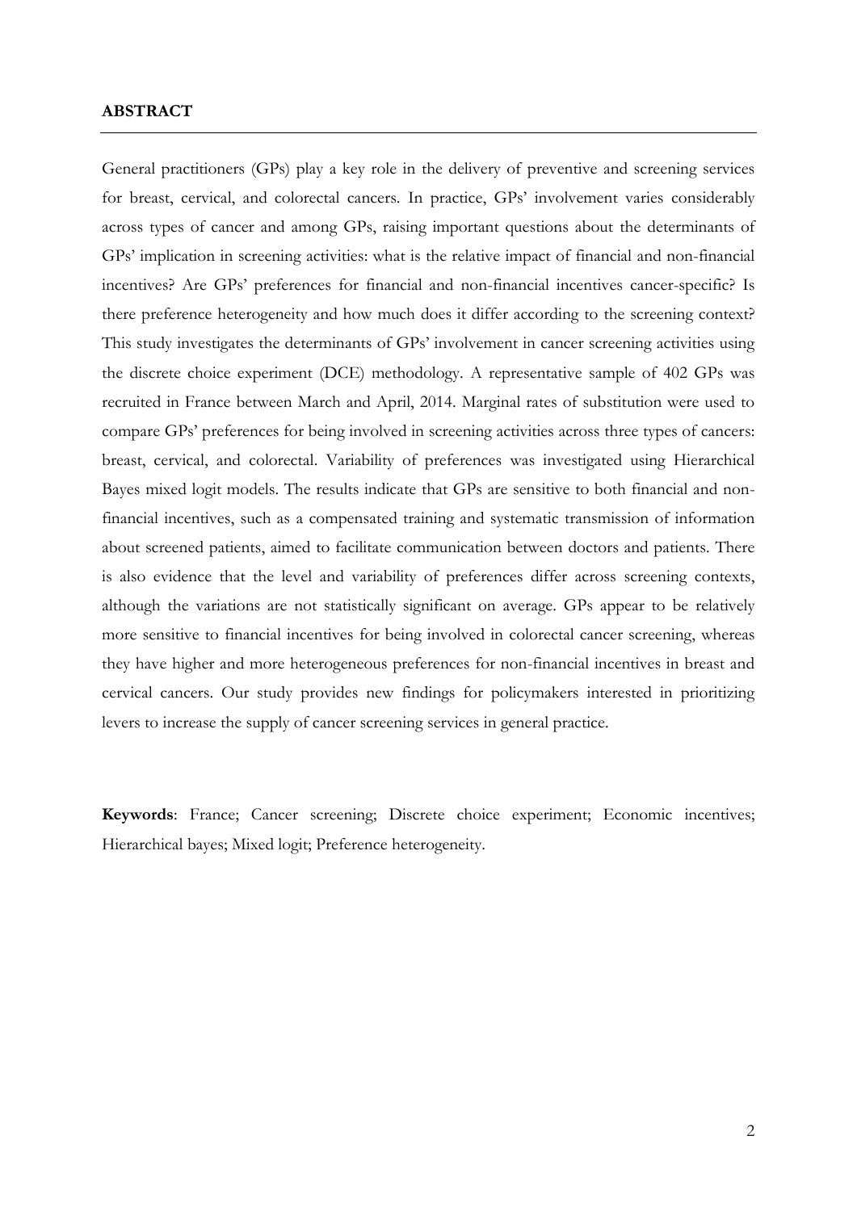## ABSTRACT

General practitioners (GPs) play a key role in the delivery of preventive and screening services for breast, cervical, and colorectal cancers. In practice, GPs' involvement varies considerably across types of cancer and among GPs, raising important questions about the determinants of GPs' implication in screening activities: what is the relative impact of financial and non-financial incentives? Are GPs' preferences for financial and non-financial incentives cancer-specific? Is there preference heterogeneity and how much does it differ according to the screening context? This study investigates the determinants of GPs' involvement in cancer screening activities using the discrete choice experiment (DCE) methodology. A representative sample of 402 GPs was recruited in France between March and April, 2014. Marginal rates of substitution were used to compare GPs' preferences for being involved in screening activities across three types of cancers: breast, cervical, and colorectal. Variability of preferences was investigated using Hierarchical Bayes mixed logit models. The results indicate that GPs are sensitive to both financial and non-financial incentives, such as a compensated training and systematic transmission of information about screened patients, aimed to facilitate communication between doctors and patients. There is also evidence that the level and variability of preferences differ across screening contexts, although the variations are not statistically significant on average. GPs appear to be relatively more sensitive to financial incentives for being involved in colorectal cancer screening, whereas they have higher and more heterogeneous preferences for non-financial incentives in breast and cervical cancers. Our study provides new findings for policymakers interested in prioritizing levers to increase the supply of cancer screening services in general practice.

**Keywords**: France; Cancer screening; Discrete choice experiment; Economic incentives; Hierarchical bayes; Mixed logit; Preference heterogeneity.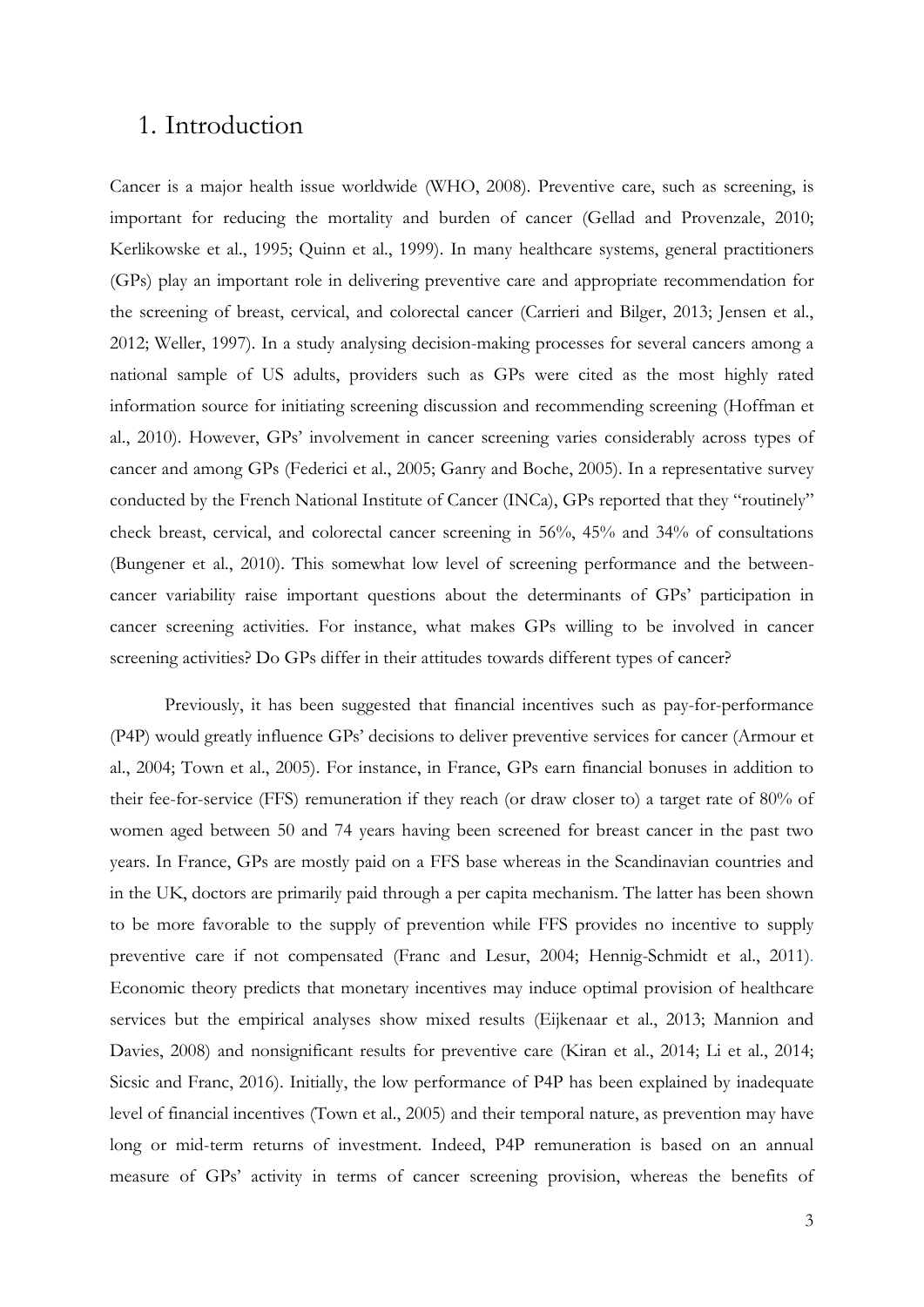# 1. Introduction

Cancer is a major health issue worldwide (WHO, 2008). Preventive care, such as screening, is important for reducing the mortality and burden of cancer (Gellad and Provenzale, 2010; Kerlikowske et al., 1995; Quinn et al., 1999). In many healthcare systems, general practitioners (GPs) play an important role in delivering preventive care and appropriate recommendation for the screening of breast, cervical, and colorectal cancer (Carrieri and Bilger, 2013; Jensen et al., 2012; Weller, 1997). In a study analysing decision-making processes for several cancers among a national sample of US adults, providers such as GPs were cited as the most highly rated information source for initiating screening discussion and recommending screening (Hoffman et al., 2010). However, GPs' involvement in cancer screening varies considerably across types of cancer and among GPs (Federici et al., 2005; Ganry and Boche, 2005). In a representative survey conducted by the French National Institute of Cancer (INCa), GPs reported that they "routinely" check breast, cervical, and colorectal cancer screening in 56%, 45% and 34% of consultations (Bungener et al., 2010). This somewhat low level of screening performance and the between-cancer variability raise important questions about the determinants of GPs' participation in cancer screening activities. For instance, what makes GPs willing to be involved in cancer screening activities? Do GPs differ in their attitudes towards different types of cancer?

Previously, it has been suggested that financial incentives such as pay-for-performance (P4P) would greatly influence GPs' decisions to deliver preventive services for cancer (Armour et al., 2004; Town et al., 2005). For instance, in France, GPs earn financial bonuses in addition to their fee-for-service (FFS) remuneration if they reach (or draw closer to) a target rate of 80% of women aged between 50 and 74 years having been screened for breast cancer in the past two years. In France, GPs are mostly paid on a FFS base whereas in the Scandinavian countries and in the UK, doctors are primarily paid through a per capita mechanism. The latter has been shown to be more favorable to the supply of prevention while FFS provides no incentive to supply preventive care if not compensated (Franc and Lesur, 2004; Hennig-Schmidt et al., 2011). Economic theory predicts that monetary incentives may induce optimal provision of healthcare services but the empirical analyses show mixed results (Eijkenaar et al., 2013; Mannion and Davies, 2008) and nonsignificant results for preventive care (Kiran et al., 2014; Li et al., 2014; Sicsic and Franc, 2016). Initially, the low performance of P4P has been explained by inadequate level of financial incentives (Town et al., 2005) and their temporal nature, as prevention may have long or mid-term returns of investment. Indeed, P4P remuneration is based on an annual measure of GPs' activity in terms of cancer screening provision, whereas the benefits of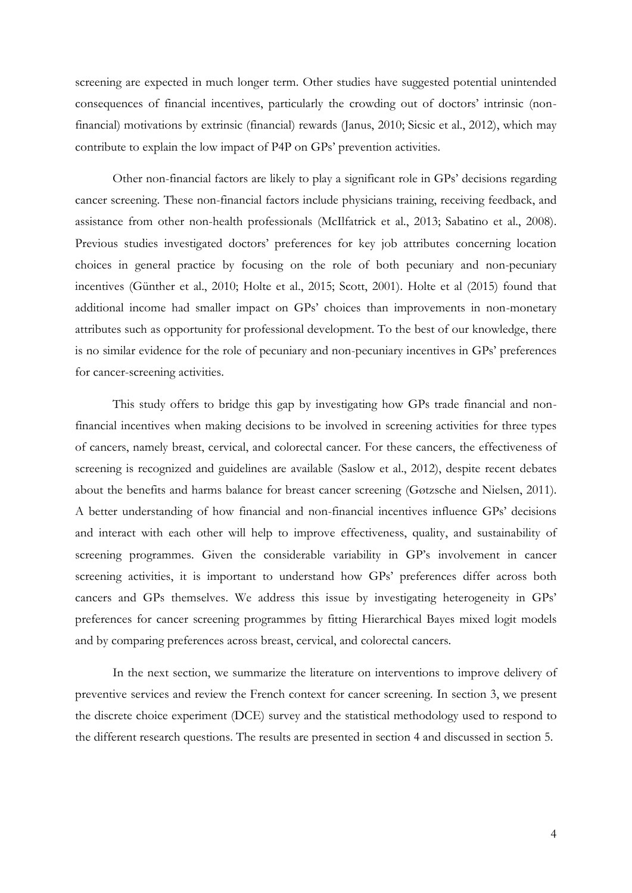screening are expected in much longer term. Other studies have suggested potential unintended consequences of financial incentives, particularly the crowding out of doctors' intrinsic (non-financial) motivations by extrinsic (financial) rewards (Janus, 2010; Sicsic et al., 2012), which may contribute to explain the low impact of P4P on GPs' prevention activities.

Other non-financial factors are likely to play a significant role in GPs' decisions regarding cancer screening. These non-financial factors include physicians training, receiving feedback, and assistance from other non-health professionals (McIlfatrick et al., 2013; Sabatino et al., 2008). Previous studies investigated doctors' preferences for key job attributes concerning location choices in general practice by focusing on the role of both pecuniary and non-pecuniary incentives (Günther et al., 2010; Holte et al., 2015; Scott, 2001). Holte et al (2015) found that additional income had smaller impact on GPs' choices than improvements in non-monetary attributes such as opportunity for professional development. To the best of our knowledge, there is no similar evidence for the role of pecuniary and non-pecuniary incentives in GPs' preferences for cancer-screening activities.

This study offers to bridge this gap by investigating how GPs trade financial and non-financial incentives when making decisions to be involved in screening activities for three types of cancers, namely breast, cervical, and colorectal cancer. For these cancers, the effectiveness of screening is recognized and guidelines are available (Saslow et al., 2012), despite recent debates about the benefits and harms balance for breast cancer screening (Gøtzsche and Nielsen, 2011). A better understanding of how financial and non-financial incentives influence GPs' decisions and interact with each other will help to improve effectiveness, quality, and sustainability of screening programmes. Given the considerable variability in GP's involvement in cancer screening activities, it is important to understand how GPs' preferences differ across both cancers and GPs themselves. We address this issue by investigating heterogeneity in GPs' preferences for cancer screening programmes by fitting Hierarchical Bayes mixed logit models and by comparing preferences across breast, cervical, and colorectal cancers.

In the next section, we summarize the literature on interventions to improve delivery of preventive services and review the French context for cancer screening. In section 3, we present the discrete choice experiment (DCE) survey and the statistical methodology used to respond to the different research questions. The results are presented in section 4 and discussed in section 5.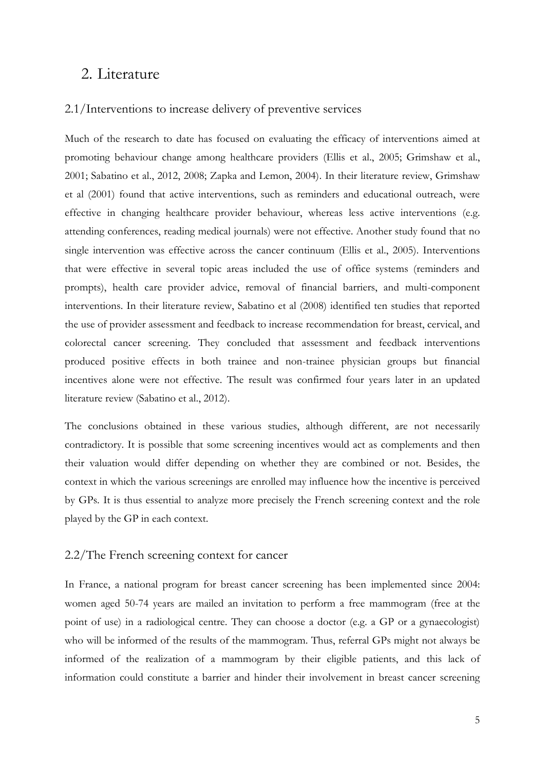# 2. Literature

## 2.1/Interventions to increase delivery of preventive services

Much of the research to date has focused on evaluating the efficacy of interventions aimed at promoting behaviour change among healthcare providers (Ellis et al., 2005; Grimshaw et al., 2001; Sabatino et al., 2012, 2008; Zapka and Lemon, 2004). In their literature review, Grimshaw et al (2001) found that active interventions, such as reminders and educational outreach, were effective in changing healthcare provider behaviour, whereas less active interventions (e.g. attending conferences, reading medical journals) were not effective. Another study found that no single intervention was effective across the cancer continuum (Ellis et al., 2005). Interventions that were effective in several topic areas included the use of office systems (reminders and prompts), health care provider advice, removal of financial barriers, and multi-component interventions. In their literature review, Sabatino et al (2008) identified ten studies that reported the use of provider assessment and feedback to increase recommendation for breast, cervical, and colorectal cancer screening. They concluded that assessment and feedback interventions produced positive effects in both trainee and non-trainee physician groups but financial incentives alone were not effective. The result was confirmed four years later in an updated literature review (Sabatino et al., 2012).

The conclusions obtained in these various studies, although different, are not necessarily contradictory. It is possible that some screening incentives would act as complements and then their valuation would differ depending on whether they are combined or not. Besides, the context in which the various screenings are enrolled may influence how the incentive is perceived by GPs. It is thus essential to analyze more precisely the French screening context and the role played by the GP in each context.

## 2.2/The French screening context for cancer

In France, a national program for breast cancer screening has been implemented since 2004: women aged 50-74 years are mailed an invitation to perform a free mammogram (free at the point of use) in a radiological centre. They can choose a doctor (e.g. a GP or a gynaecologist) who will be informed of the results of the mammogram. Thus, referral GPs might not always be informed of the realization of a mammogram by their eligible patients, and this lack of information could constitute a barrier and hinder their involvement in breast cancer screening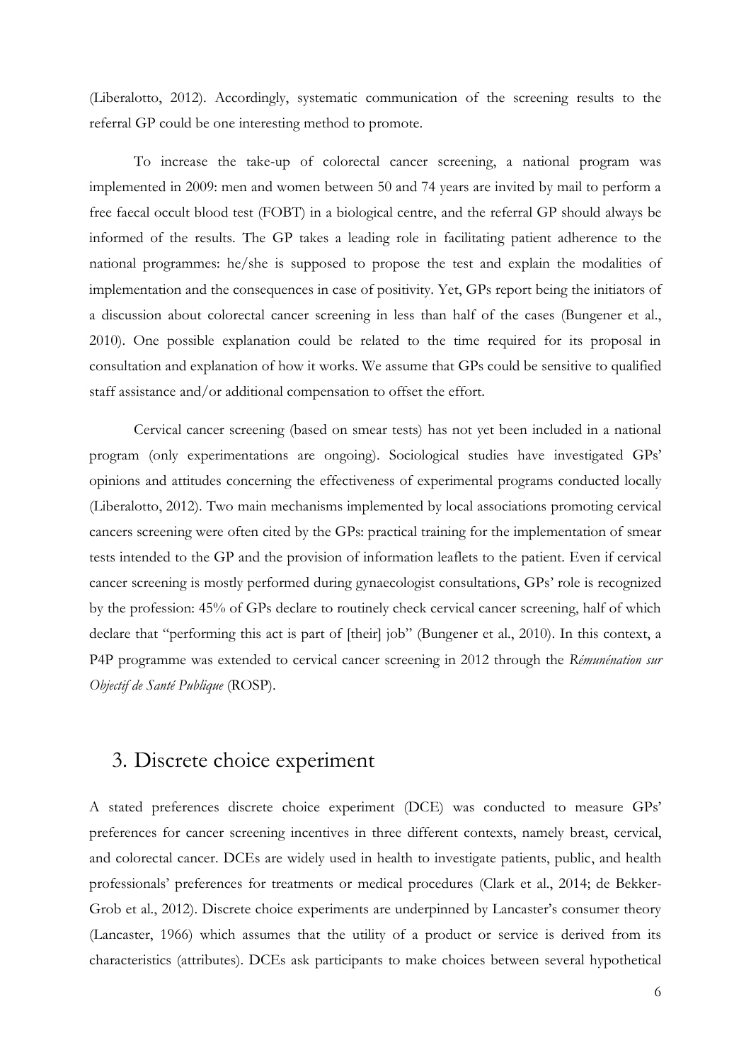(Liberalotto, 2012). Accordingly, systematic communication of the screening results to the referral GP could be one interesting method to promote.

To increase the take-up of colorectal cancer screening, a national program was implemented in 2009: men and women between 50 and 74 years are invited by mail to perform a free faecal occult blood test (FOBT) in a biological centre, and the referral GP should always be informed of the results. The GP takes a leading role in facilitating patient adherence to the national programmes: he/she is supposed to propose the test and explain the modalities of implementation and the consequences in case of positivity. Yet, GPs report being the initiators of a discussion about colorectal cancer screening in less than half of the cases (Bungener et al., 2010). One possible explanation could be related to the time required for its proposal in consultation and explanation of how it works. We assume that GPs could be sensitive to qualified staff assistance and/or additional compensation to offset the effort.

Cervical cancer screening (based on smear tests) has not yet been included in a national program (only experimentations are ongoing). Sociological studies have investigated GPs' opinions and attitudes concerning the effectiveness of experimental programs conducted locally (Liberalotto, 2012). Two main mechanisms implemented by local associations promoting cervical cancers screening were often cited by the GPs: practical training for the implementation of smear tests intended to the GP and the provision of information leaflets to the patient. Even if cervical cancer screening is mostly performed during gynaecologist consultations, GPs' role is recognized by the profession: 45% of GPs declare to routinely check cervical cancer screening, half of which declare that "performing this act is part of [their] job" (Bungener et al., 2010). In this context, a P4P programme was extended to cervical cancer screening in 2012 through the *Rémunération sur Objectif de Santé Publique* (ROSP).

## 3. Discrete choice experiment

A stated preferences discrete choice experiment (DCE) was conducted to measure GPs' preferences for cancer screening incentives in three different contexts, namely breast, cervical, and colorectal cancer. DCEs are widely used in health to investigate patients, public, and health professionals' preferences for treatments or medical procedures (Clark et al., 2014; de Bekker-Grob et al., 2012). Discrete choice experiments are underpinned by Lancaster's consumer theory (Lancaster, 1966) which assumes that the utility of a product or service is derived from its characteristics (attributes). DCEs ask participants to make choices between several hypothetical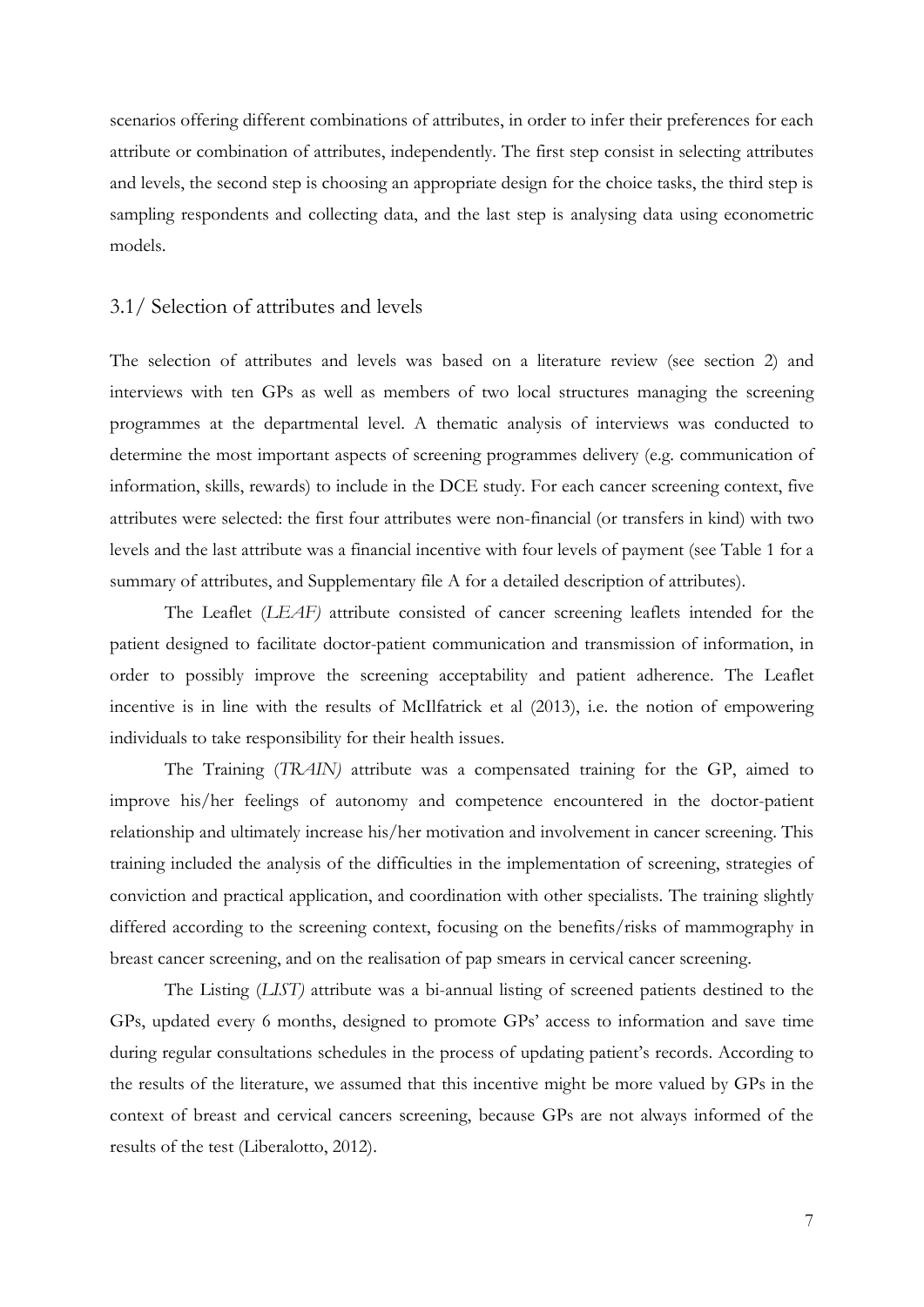scenarios offering different combinations of attributes, in order to infer their preferences for each attribute or combination of attributes, independently. The first step consist in selecting attributes and levels, the second step is choosing an appropriate design for the choice tasks, the third step is sampling respondents and collecting data, and the last step is analysing data using econometric models.

## 3.1/ Selection of attributes and levels

The selection of attributes and levels was based on a literature review (see section 2) and interviews with ten GPs as well as members of two local structures managing the screening programmes at the departmental level. A thematic analysis of interviews was conducted to determine the most important aspects of screening programmes delivery (e.g. communication of information, skills, rewards) to include in the DCE study. For each cancer screening context, five attributes were selected: the first four attributes were non-financial (or transfers in kind) with two levels and the last attribute was a financial incentive with four levels of payment (see Table 1 for a summary of attributes, and Supplementary file A for a detailed description of attributes).

The Leaflet (*LEAF)* attribute consisted of cancer screening leaflets intended for the patient designed to facilitate doctor-patient communication and transmission of information, in order to possibly improve the screening acceptability and patient adherence. The Leaflet incentive is in line with the results of McIlfatrick et al (2013), i.e. the notion of empowering individuals to take responsibility for their health issues.

The Training (*TRAIN)* attribute was a compensated training for the GP, aimed to improve his/her feelings of autonomy and competence encountered in the doctor-patient relationship and ultimately increase his/her motivation and involvement in cancer screening. This training included the analysis of the difficulties in the implementation of screening, strategies of conviction and practical application, and coordination with other specialists. The training slightly differed according to the screening context, focusing on the benefits/risks of mammography in breast cancer screening, and on the realisation of pap smears in cervical cancer screening.

The Listing (*LIST)* attribute was a bi-annual listing of screened patients destined to the GPs, updated every 6 months, designed to promote GPs' access to information and save time during regular consultations schedules in the process of updating patient's records. According to the results of the literature, we assumed that this incentive might be more valued by GPs in the context of breast and cervical cancers screening, because GPs are not always informed of the results of the test (Liberalotto, 2012).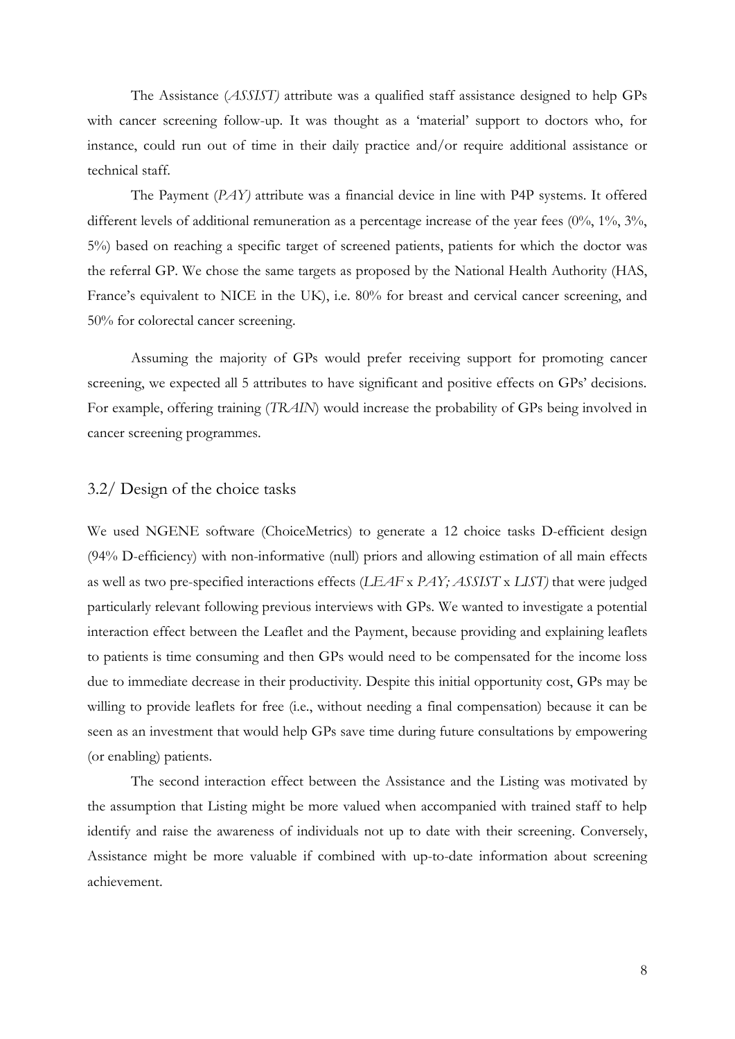The Assistance (*ASSIST)* attribute was a qualified staff assistance designed to help GPs with cancer screening follow-up. It was thought as a 'material' support to doctors who, for instance, could run out of time in their daily practice and/or require additional assistance or technical staff.

The Payment (*PAY)* attribute was a financial device in line with P4P systems. It offered different levels of additional remuneration as a percentage increase of the year fees (0%, 1%, 3%, 5%) based on reaching a specific target of screened patients, patients for which the doctor was the referral GP. We chose the same targets as proposed by the National Health Authority (HAS, France's equivalent to NICE in the UK), i.e. 80% for breast and cervical cancer screening, and 50% for colorectal cancer screening.

Assuming the majority of GPs would prefer receiving support for promoting cancer screening, we expected all 5 attributes to have significant and positive effects on GPs' decisions. For example, offering training (*TRAIN*) would increase the probability of GPs being involved in cancer screening programmes.

## 3.2/ Design of the choice tasks

We used NGENE software (ChoiceMetrics) to generate a 12 choice tasks D-efficient design (94% D-efficiency) with non-informative (null) priors and allowing estimation of all main effects as well as two pre-specified interactions effects (*LEAF* x *PAY; ASSIST* x *LIST)* that were judged particularly relevant following previous interviews with GPs. We wanted to investigate a potential interaction effect between the Leaflet and the Payment, because providing and explaining leaflets to patients is time consuming and then GPs would need to be compensated for the income loss due to immediate decrease in their productivity. Despite this initial opportunity cost, GPs may be willing to provide leaflets for free (i.e., without needing a final compensation) because it can be seen as an investment that would help GPs save time during future consultations by empowering (or enabling) patients.

The second interaction effect between the Assistance and the Listing was motivated by the assumption that Listing might be more valued when accompanied with trained staff to help identify and raise the awareness of individuals not up to date with their screening. Conversely, Assistance might be more valuable if combined with up-to-date information about screening achievement.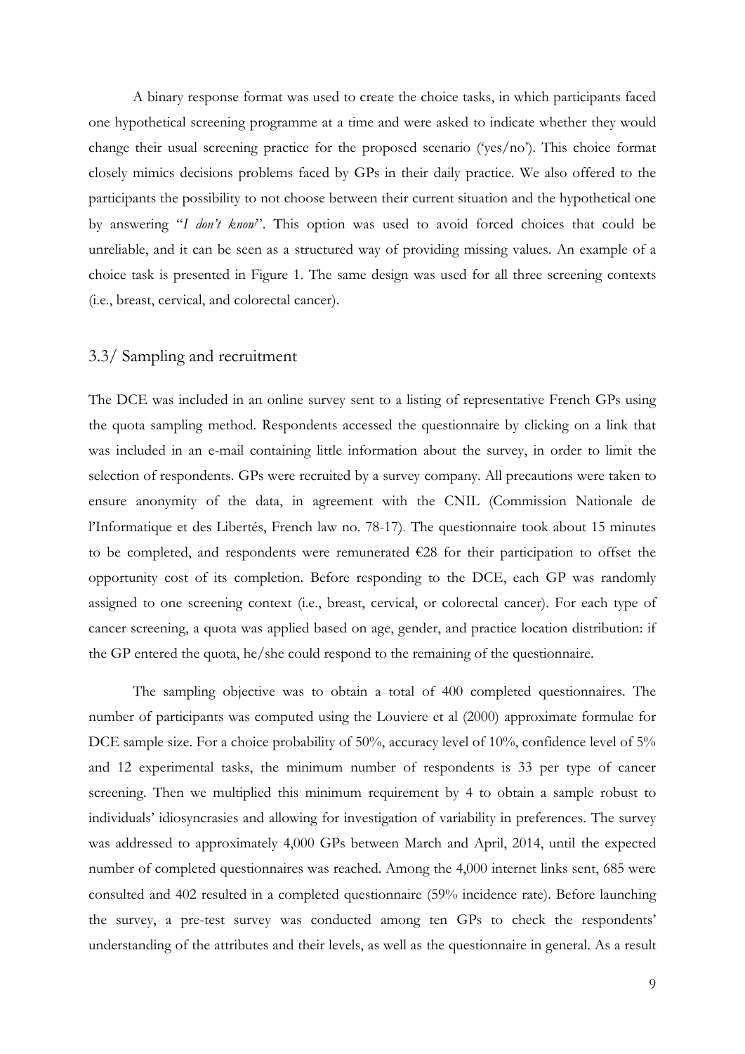A binary response format was used to create the choice tasks, in which participants faced one hypothetical screening programme at a time and were asked to indicate whether they would change their usual screening practice for the proposed scenario ('yes/no'). This choice format closely mimics decisions problems faced by GPs in their daily practice. We also offered to the participants the possibility to not choose between their current situation and the hypothetical one by answering "*I don't know*". This option was used to avoid forced choices that could be unreliable, and it can be seen as a structured way of providing missing values. An example of a choice task is presented in Figure 1. The same design was used for all three screening contexts (i.e., breast, cervical, and colorectal cancer).

## 3.3/ Sampling and recruitment

The DCE was included in an online survey sent to a listing of representative French GPs using the quota sampling method. Respondents accessed the questionnaire by clicking on a link that was included in an e-mail containing little information about the survey, in order to limit the selection of respondents. GPs were recruited by a survey company. All precautions were taken to ensure anonymity of the data, in agreement with the CNIL (Commission Nationale de l'Informatique et des Libertés, French law no. 78-17). The questionnaire took about 15 minutes to be completed, and respondents were remunerated €28 for their participation to offset the opportunity cost of its completion. Before responding to the DCE, each GP was randomly assigned to one screening context (i.e., breast, cervical, or colorectal cancer). For each type of cancer screening, a quota was applied based on age, gender, and practice location distribution: if the GP entered the quota, he/she could respond to the remaining of the questionnaire.

The sampling objective was to obtain a total of 400 completed questionnaires. The number of participants was computed using the Louviere et al (2000) approximate formulae for DCE sample size. For a choice probability of 50%, accuracy level of 10%, confidence level of 5% and 12 experimental tasks, the minimum number of respondents is 33 per type of cancer screening. Then we multiplied this minimum requirement by 4 to obtain a sample robust to individuals' idiosyncrasies and allowing for investigation of variability in preferences. The survey was addressed to approximately 4,000 GPs between March and April, 2014, until the expected number of completed questionnaires was reached. Among the 4,000 internet links sent, 685 were consulted and 402 resulted in a completed questionnaire (59% incidence rate). Before launching the survey, a pre-test survey was conducted among ten GPs to check the respondents' understanding of the attributes and their levels, as well as the questionnaire in general. As a result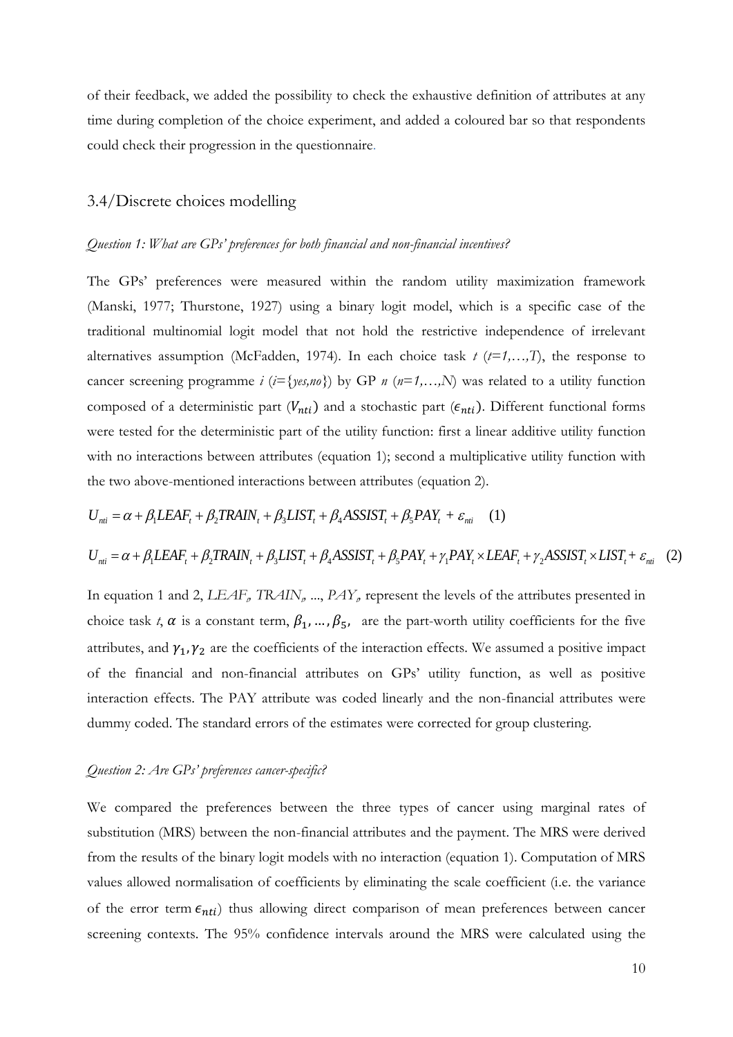of their feedback, we added the possibility to check the exhaustive definition of attributes at any time during completion of the choice experiment, and added a coloured bar so that respondents could check their progression in the questionnaire.

## 3.4/Discrete choices modelling

*Question 1: What are GPs' preferences for both financial and non-financial incentives?*

The GPs' preferences were measured within the random utility maximization framework (Manski, 1977; Thurstone, 1927) using a binary logit model, which is a specific case of the traditional multinomial logit model that not hold the restrictive independence of irrelevant alternatives assumption (McFadden, 1974). In each choice task $t$ ($t=1,\ldots,T$), the response to cancer screening programme $i$ ($i=\{yes,no\}$) by GP $n$ ($n=1,\ldots,N$) was related to a utility function composed of a deterministic part ($V_{nti}$) and a stochastic part ($\epsilon_{nti}$). Different functional forms were tested for the deterministic part of the utility function: first a linear additive utility function with no interactions between attributes (equation 1); second a multiplicative utility function with the two above-mentioned interactions between attributes (equation 2).

$$U_{nti} = \alpha + \beta_1 LEAF_t + \beta_2 TRAIN_t + \beta_3 LIST_t + \beta_4 ASSIST_t + \beta_5 PAY_t + \varepsilon_{nti} \quad (1)$$

$$U_{nti} = \alpha + \beta_1 LEAF_t + \beta_2 TRAIN_t + \beta_3 LIST_t + \beta_4 ASSIST_t + \beta_5 PAY_t + \gamma_1 PAY_t \times LEAF_t + \gamma_2 ASSIST_t \times LIST_t + \varepsilon_{nti} \quad (2)$$

In equation 1 and 2, $LEAF_t$, $TRAIN_t$, ..., $PAY_t$, represent the levels of the attributes presented in choice task $t$, $\alpha$ is a constant term, $\beta_1, \ldots, \beta_5$, are the part-worth utility coefficients for the five attributes, and $\gamma_1, \gamma_2$ are the coefficients of the interaction effects. We assumed a positive impact of the financial and non-financial attributes on GPs' utility function, as well as positive interaction effects. The PAY attribute was coded linearly and the non-financial attributes were dummy coded. The standard errors of the estimates were corrected for group clustering.

*Question 2: Are GPs' preferences cancer-specific?*

We compared the preferences between the three types of cancer using marginal rates of substitution (MRS) between the non-financial attributes and the payment. The MRS were derived from the results of the binary logit models with no interaction (equation 1). Computation of MRS values allowed normalisation of coefficients by eliminating the scale coefficient (i.e. the variance of the error term $\epsilon_{nti}$) thus allowing direct comparison of mean preferences between cancer screening contexts. The 95% confidence intervals around the MRS were calculated using the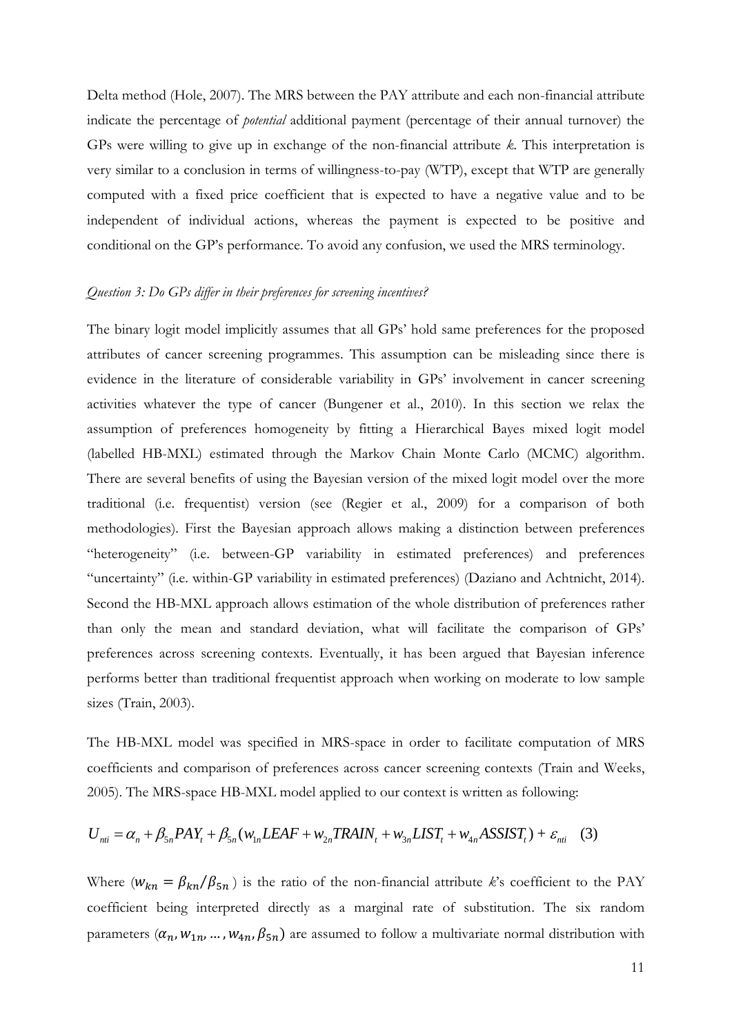Delta method (Hole, 2007). The MRS between the PAY attribute and each non-financial attribute indicate the percentage of *potential* additional payment (percentage of their annual turnover) the GPs were willing to give up in exchange of the non-financial attribute *k*. This interpretation is very similar to a conclusion in terms of willingness-to-pay (WTP), except that WTP are generally computed with a fixed price coefficient that is expected to have a negative value and to be independent of individual actions, whereas the payment is expected to be positive and conditional on the GP's performance. To avoid any confusion, we used the MRS terminology.

*Question 3: Do GPs differ in their preferences for screening incentives?*

The binary logit model implicitly assumes that all GPs' hold same preferences for the proposed attributes of cancer screening programmes. This assumption can be misleading since there is evidence in the literature of considerable variability in GPs' involvement in cancer screening activities whatever the type of cancer (Bungener et al., 2010). In this section we relax the assumption of preferences homogeneity by fitting a Hierarchical Bayes mixed logit model (labelled HB-MXL) estimated through the Markov Chain Monte Carlo (MCMC) algorithm. There are several benefits of using the Bayesian version of the mixed logit model over the more traditional (i.e. frequentist) version (see (Regier et al., 2009) for a comparison of both methodologies). First the Bayesian approach allows making a distinction between preferences "heterogeneity" (i.e. between-GP variability in estimated preferences) and preferences "uncertainty" (i.e. within-GP variability in estimated preferences) (Daziano and Achtnicht, 2014). Second the HB-MXL approach allows estimation of the whole distribution of preferences rather than only the mean and standard deviation, what will facilitate the comparison of GPs' preferences across screening contexts. Eventually, it has been argued that Bayesian inference performs better than traditional frequentist approach when working on moderate to low sample sizes (Train, 2003).

The HB-MXL model was specified in MRS-space in order to facilitate computation of MRS coefficients and comparison of preferences across cancer screening contexts (Train and Weeks, 2005). The MRS-space HB-MXL model applied to our context is written as following:

$$U_{nti} = \alpha_n + \beta_{5n} PAY_t + \beta_{5n}(w_{1n} LEAF + w_{2n} TRAIN_t + w_{3n} LIST_t + w_{4n} ASSIST_t) + \varepsilon_{nti} \quad (3)$$

Where ($w_{kn} = \beta_{kn}/\beta_{5n}$) is the ratio of the non-financial attribute *k*'s coefficient to the PAY coefficient being interpreted directly as a marginal rate of substitution. The six random parameters ($\alpha_n, w_{1n}, \dots, w_{4n}, \beta_{5n}$) are assumed to follow a multivariate normal distribution with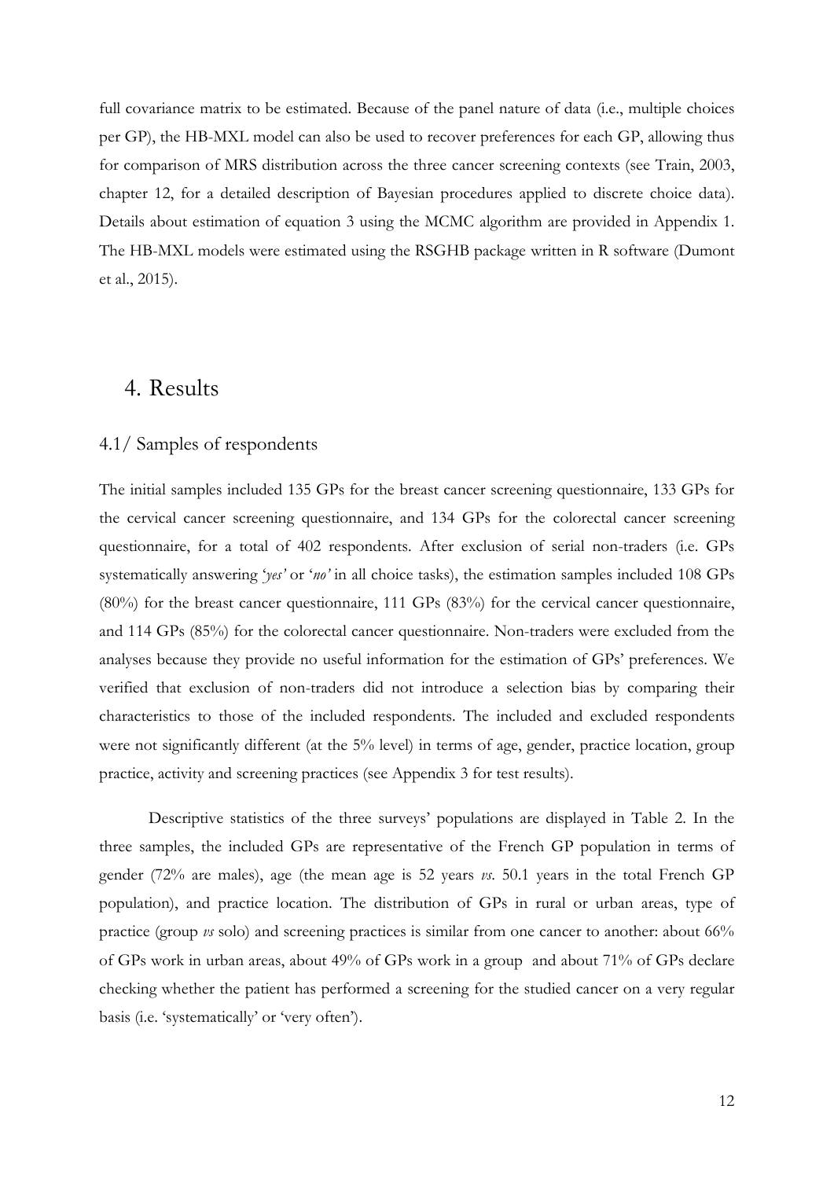full covariance matrix to be estimated. Because of the panel nature of data (i.e., multiple choices per GP), the HB-MXL model can also be used to recover preferences for each GP, allowing thus for comparison of MRS distribution across the three cancer screening contexts (see Train, 2003, chapter 12, for a detailed description of Bayesian procedures applied to discrete choice data). Details about estimation of equation 3 using the MCMC algorithm are provided in Appendix 1. The HB-MXL models were estimated using the RSGHB package written in R software (Dumont et al., 2015).

# 4. Results

## 4.1/ Samples of respondents

The initial samples included 135 GPs for the breast cancer screening questionnaire, 133 GPs for the cervical cancer screening questionnaire, and 134 GPs for the colorectal cancer screening questionnaire, for a total of 402 respondents. After exclusion of serial non-traders (i.e. GPs systematically answering '*yes'* or '*no'* in all choice tasks), the estimation samples included 108 GPs (80%) for the breast cancer questionnaire, 111 GPs (83%) for the cervical cancer questionnaire, and 114 GPs (85%) for the colorectal cancer questionnaire. Non-traders were excluded from the analyses because they provide no useful information for the estimation of GPs' preferences. We verified that exclusion of non-traders did not introduce a selection bias by comparing their characteristics to those of the included respondents. The included and excluded respondents were not significantly different (at the 5% level) in terms of age, gender, practice location, group practice, activity and screening practices (see Appendix 3 for test results).

Descriptive statistics of the three surveys' populations are displayed in Table 2. In the three samples, the included GPs are representative of the French GP population in terms of gender (72% are males), age (the mean age is 52 years *vs*. 50.1 years in the total French GP population), and practice location. The distribution of GPs in rural or urban areas, type of practice (group *vs* solo) and screening practices is similar from one cancer to another: about 66% of GPs work in urban areas, about 49% of GPs work in a group and about 71% of GPs declare checking whether the patient has performed a screening for the studied cancer on a very regular basis (i.e. 'systematically' or 'very often').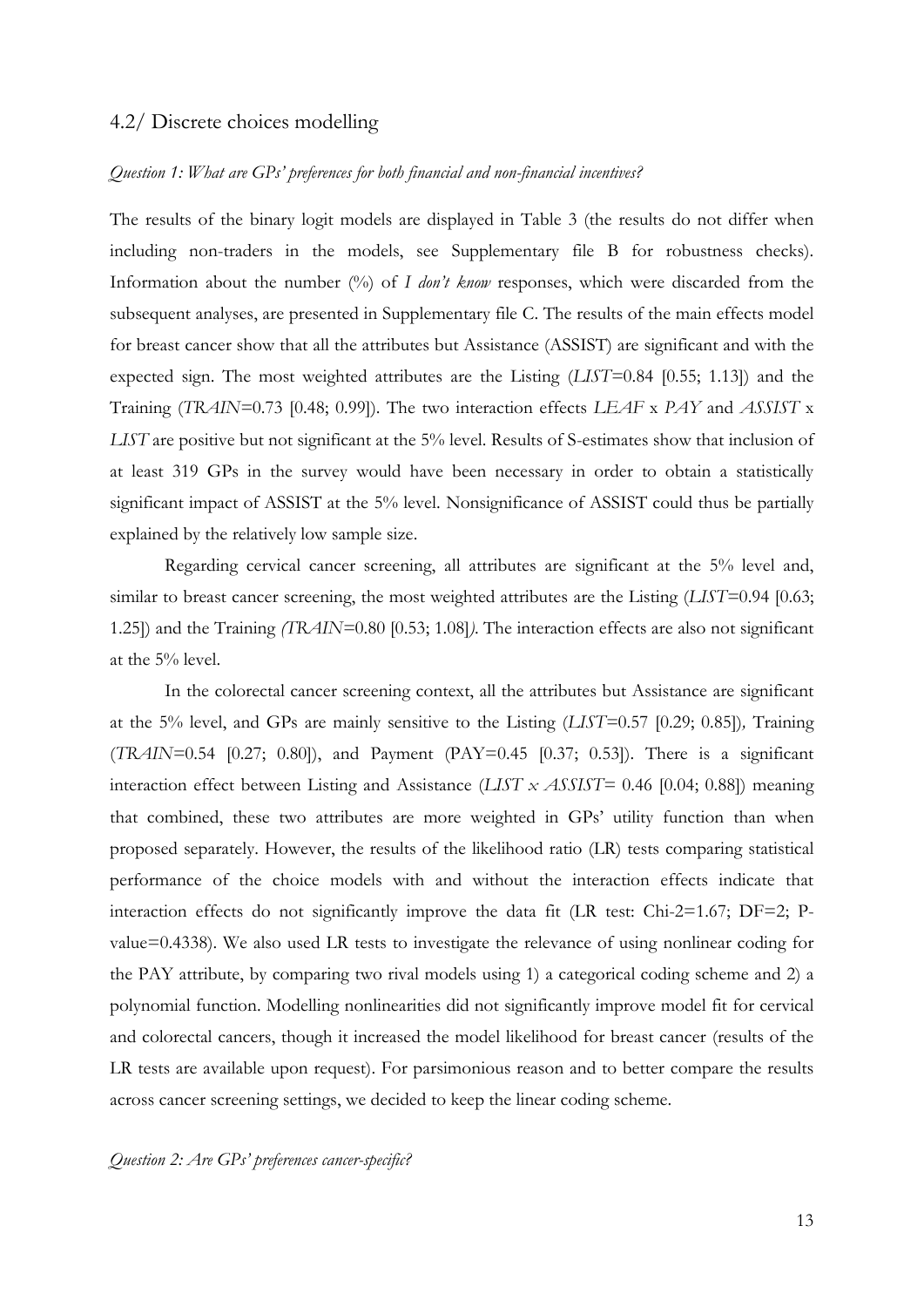## 4.2/ Discrete choices modelling

*Question 1: What are GPs' preferences for both financial and non-financial incentives?*

The results of the binary logit models are displayed in Table 3 (the results do not differ when including non-traders in the models, see Supplementary file B for robustness checks). Information about the number (%) of *I don't know* responses, which were discarded from the subsequent analyses, are presented in Supplementary file C. The results of the main effects model for breast cancer show that all the attributes but Assistance (ASSIST) are significant and with the expected sign. The most weighted attributes are the Listing (*LIST*=0.84 [0.55; 1.13]) and the Training (*TRAIN*=0.73 [0.48; 0.99]). The two interaction effects *LEAF* x *PAY* and *ASSIST* x *LIST* are positive but not significant at the 5% level. Results of S-estimates show that inclusion of at least 319 GPs in the survey would have been necessary in order to obtain a statistically significant impact of ASSIST at the 5% level. Nonsignificance of ASSIST could thus be partially explained by the relatively low sample size.

Regarding cervical cancer screening, all attributes are significant at the 5% level and, similar to breast cancer screening, the most weighted attributes are the Listing (*LIST*=0.94 [0.63; 1.25]) and the Training *(TRAIN*=0.80 [0.53; 1.08]*)*. The interaction effects are also not significant at the 5% level.

In the colorectal cancer screening context, all the attributes but Assistance are significant at the 5% level, and GPs are mainly sensitive to the Listing (*LIST*=0.57 [0.29; 0.85])*,* Training (*TRAIN*=0.54 [0.27; 0.80]), and Payment (PAY=0.45 [0.37; 0.53]). There is a significant interaction effect between Listing and Assistance (*LIST x ASSIST*= 0.46 [0.04; 0.88]) meaning that combined, these two attributes are more weighted in GPs' utility function than when proposed separately. However, the results of the likelihood ratio (LR) tests comparing statistical performance of the choice models with and without the interaction effects indicate that interaction effects do not significantly improve the data fit (LR test: Chi-2=1.67; DF=2; P-value=0.4338). We also used LR tests to investigate the relevance of using nonlinear coding for the PAY attribute, by comparing two rival models using 1) a categorical coding scheme and 2) a polynomial function. Modelling nonlinearities did not significantly improve model fit for cervical and colorectal cancers, though it increased the model likelihood for breast cancer (results of the LR tests are available upon request). For parsimonious reason and to better compare the results across cancer screening settings, we decided to keep the linear coding scheme.

*Question 2: Are GPs' preferences cancer-specific?*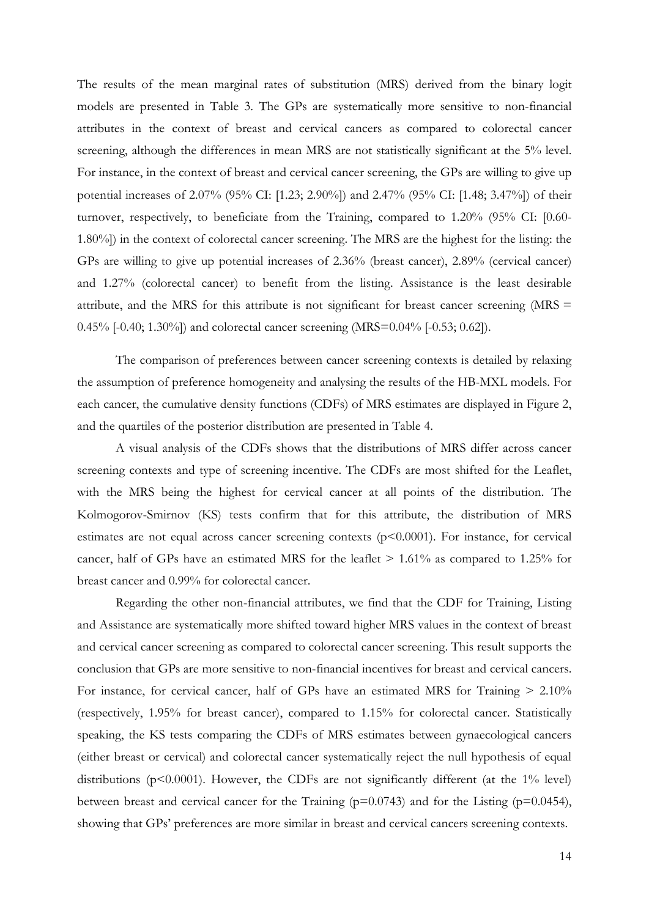The results of the mean marginal rates of substitution (MRS) derived from the binary logit models are presented in Table 3. The GPs are systematically more sensitive to non-financial attributes in the context of breast and cervical cancers as compared to colorectal cancer screening, although the differences in mean MRS are not statistically significant at the 5% level. For instance, in the context of breast and cervical cancer screening, the GPs are willing to give up potential increases of 2.07% (95% CI: [1.23; 2.90%]) and 2.47% (95% CI: [1.48; 3.47%]) of their turnover, respectively, to beneficiate from the Training, compared to 1.20% (95% CI: [0.60-1.80%]) in the context of colorectal cancer screening. The MRS are the highest for the listing: the GPs are willing to give up potential increases of 2.36% (breast cancer), 2.89% (cervical cancer) and 1.27% (colorectal cancer) to benefit from the listing. Assistance is the least desirable attribute, and the MRS for this attribute is not significant for breast cancer screening (MRS = 0.45% [-0.40; 1.30%]) and colorectal cancer screening (MRS=0.04% [-0.53; 0.62]).

The comparison of preferences between cancer screening contexts is detailed by relaxing the assumption of preference homogeneity and analysing the results of the HB-MXL models. For each cancer, the cumulative density functions (CDFs) of MRS estimates are displayed in Figure 2, and the quartiles of the posterior distribution are presented in Table 4.

A visual analysis of the CDFs shows that the distributions of MRS differ across cancer screening contexts and type of screening incentive. The CDFs are most shifted for the Leaflet, with the MRS being the highest for cervical cancer at all points of the distribution. The Kolmogorov-Smirnov (KS) tests confirm that for this attribute, the distribution of MRS estimates are not equal across cancer screening contexts ($p<0.0001$). For instance, for cervical cancer, half of GPs have an estimated MRS for the leaflet > 1.61% as compared to 1.25% for breast cancer and 0.99% for colorectal cancer.

Regarding the other non-financial attributes, we find that the CDF for Training, Listing and Assistance are systematically more shifted toward higher MRS values in the context of breast and cervical cancer screening as compared to colorectal cancer screening. This result supports the conclusion that GPs are more sensitive to non-financial incentives for breast and cervical cancers. For instance, for cervical cancer, half of GPs have an estimated MRS for Training > 2.10% (respectively, 1.95% for breast cancer), compared to 1.15% for colorectal cancer. Statistically speaking, the KS tests comparing the CDFs of MRS estimates between gynaecological cancers (either breast or cervical) and colorectal cancer systematically reject the null hypothesis of equal distributions ($p<0.0001$). However, the CDFs are not significantly different (at the 1% level) between breast and cervical cancer for the Training ($p=0.0743$) and for the Listing ($p=0.0454$), showing that GPs' preferences are more similar in breast and cervical cancers screening contexts.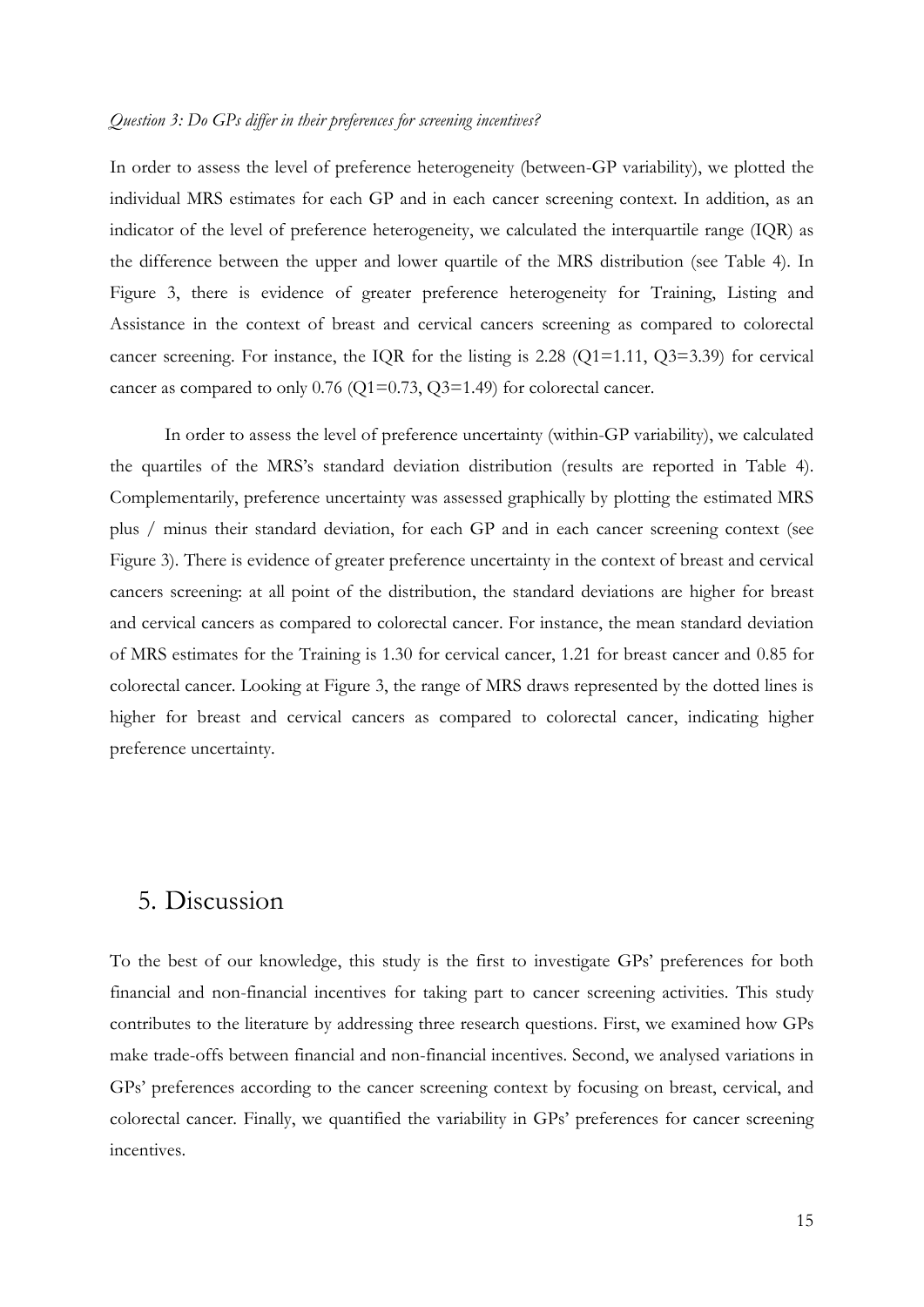*Question 3: Do GPs differ in their preferences for screening incentives?*

In order to assess the level of preference heterogeneity (between-GP variability), we plotted the individual MRS estimates for each GP and in each cancer screening context. In addition, as an indicator of the level of preference heterogeneity, we calculated the interquartile range (IQR) as the difference between the upper and lower quartile of the MRS distribution (see Table 4). In Figure 3, there is evidence of greater preference heterogeneity for Training, Listing and Assistance in the context of breast and cervical cancers screening as compared to colorectal cancer screening. For instance, the IQR for the listing is 2.28 (Q1=1.11, Q3=3.39) for cervical cancer as compared to only 0.76 (Q1=0.73, Q3=1.49) for colorectal cancer.

In order to assess the level of preference uncertainty (within-GP variability), we calculated the quartiles of the MRS's standard deviation distribution (results are reported in Table 4). Complementarily, preference uncertainty was assessed graphically by plotting the estimated MRS plus / minus their standard deviation, for each GP and in each cancer screening context (see Figure 3). There is evidence of greater preference uncertainty in the context of breast and cervical cancers screening: at all point of the distribution, the standard deviations are higher for breast and cervical cancers as compared to colorectal cancer. For instance, the mean standard deviation of MRS estimates for the Training is 1.30 for cervical cancer, 1.21 for breast cancer and 0.85 for colorectal cancer. Looking at Figure 3, the range of MRS draws represented by the dotted lines is higher for breast and cervical cancers as compared to colorectal cancer, indicating higher preference uncertainty.

# 5. Discussion

To the best of our knowledge, this study is the first to investigate GPs' preferences for both financial and non-financial incentives for taking part to cancer screening activities. This study contributes to the literature by addressing three research questions. First, we examined how GPs make trade-offs between financial and non-financial incentives. Second, we analysed variations in GPs' preferences according to the cancer screening context by focusing on breast, cervical, and colorectal cancer. Finally, we quantified the variability in GPs' preferences for cancer screening incentives.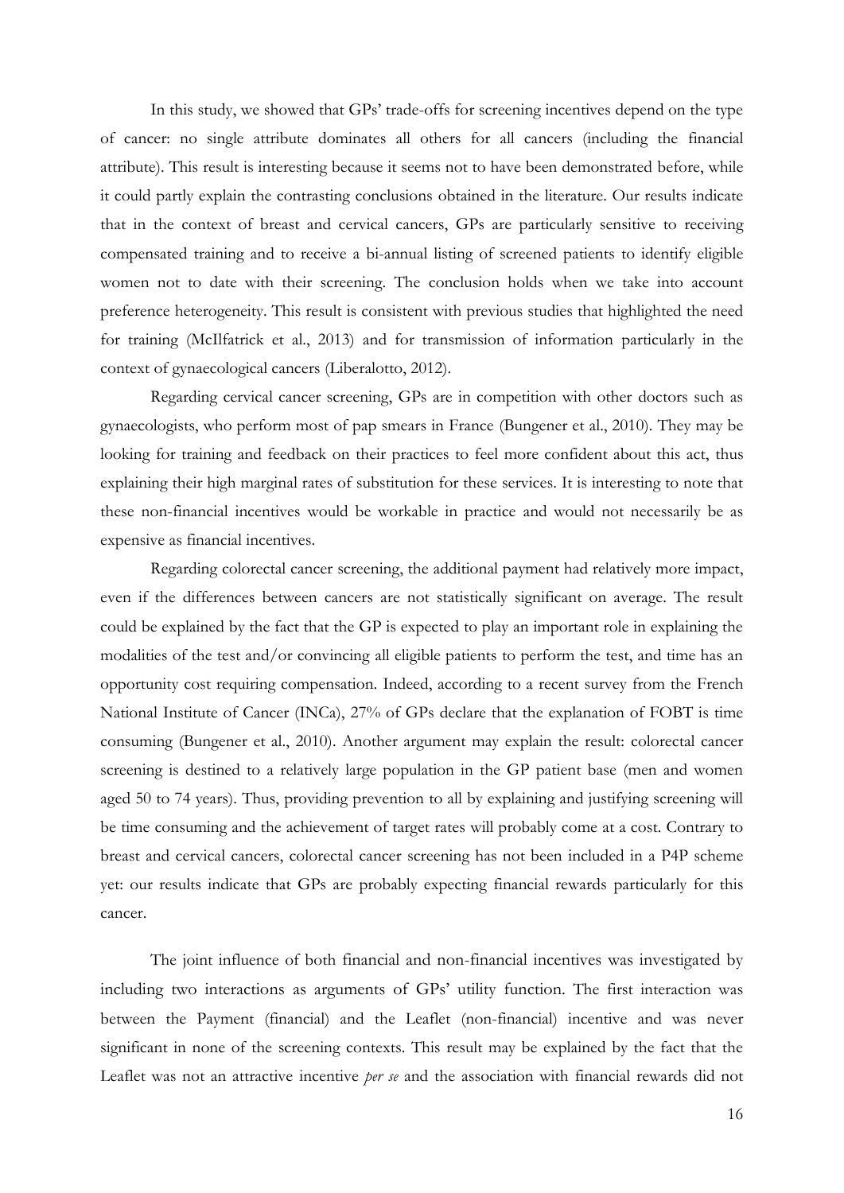In this study, we showed that GPs' trade-offs for screening incentives depend on the type of cancer: no single attribute dominates all others for all cancers (including the financial attribute). This result is interesting because it seems not to have been demonstrated before, while it could partly explain the contrasting conclusions obtained in the literature. Our results indicate that in the context of breast and cervical cancers, GPs are particularly sensitive to receiving compensated training and to receive a bi-annual listing of screened patients to identify eligible women not to date with their screening. The conclusion holds when we take into account preference heterogeneity. This result is consistent with previous studies that highlighted the need for training (McIlfatrick et al., 2013) and for transmission of information particularly in the context of gynaecological cancers (Liberalotto, 2012).

Regarding cervical cancer screening, GPs are in competition with other doctors such as gynaecologists, who perform most of pap smears in France (Bungener et al., 2010). They may be looking for training and feedback on their practices to feel more confident about this act, thus explaining their high marginal rates of substitution for these services. It is interesting to note that these non-financial incentives would be workable in practice and would not necessarily be as expensive as financial incentives.

Regarding colorectal cancer screening, the additional payment had relatively more impact, even if the differences between cancers are not statistically significant on average. The result could be explained by the fact that the GP is expected to play an important role in explaining the modalities of the test and/or convincing all eligible patients to perform the test, and time has an opportunity cost requiring compensation. Indeed, according to a recent survey from the French National Institute of Cancer (INCa), 27% of GPs declare that the explanation of FOBT is time consuming (Bungener et al., 2010). Another argument may explain the result: colorectal cancer screening is destined to a relatively large population in the GP patient base (men and women aged 50 to 74 years). Thus, providing prevention to all by explaining and justifying screening will be time consuming and the achievement of target rates will probably come at a cost. Contrary to breast and cervical cancers, colorectal cancer screening has not been included in a P4P scheme yet: our results indicate that GPs are probably expecting financial rewards particularly for this cancer.

The joint influence of both financial and non-financial incentives was investigated by including two interactions as arguments of GPs' utility function. The first interaction was between the Payment (financial) and the Leaflet (non-financial) incentive and was never significant in none of the screening contexts. This result may be explained by the fact that the Leaflet was not an attractive incentive *per se* and the association with financial rewards did not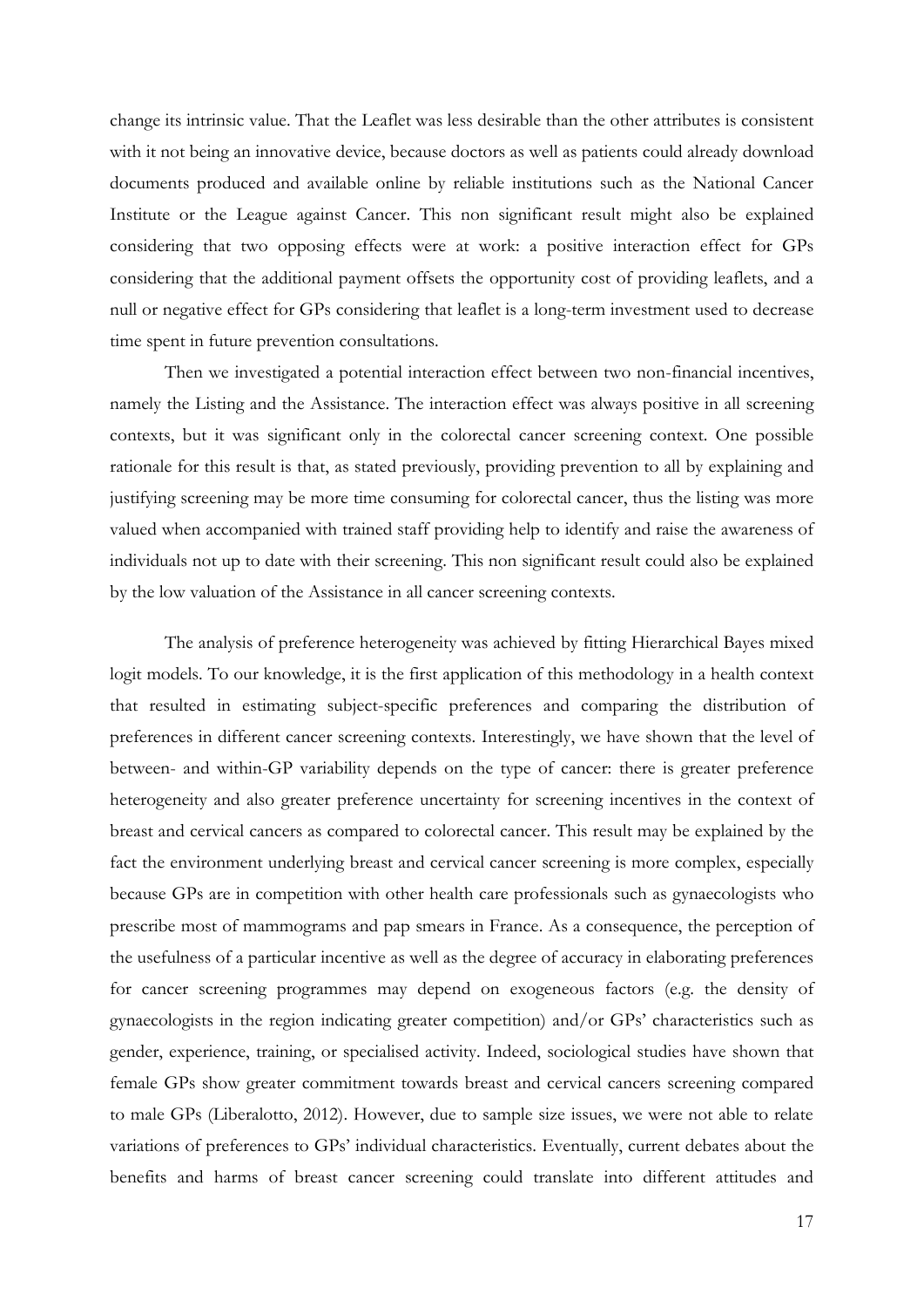change its intrinsic value. That the Leaflet was less desirable than the other attributes is consistent with it not being an innovative device, because doctors as well as patients could already download documents produced and available online by reliable institutions such as the National Cancer Institute or the League against Cancer. This non significant result might also be explained considering that two opposing effects were at work: a positive interaction effect for GPs considering that the additional payment offsets the opportunity cost of providing leaflets, and a null or negative effect for GPs considering that leaflet is a long-term investment used to decrease time spent in future prevention consultations.

Then we investigated a potential interaction effect between two non-financial incentives, namely the Listing and the Assistance. The interaction effect was always positive in all screening contexts, but it was significant only in the colorectal cancer screening context. One possible rationale for this result is that, as stated previously, providing prevention to all by explaining and justifying screening may be more time consuming for colorectal cancer, thus the listing was more valued when accompanied with trained staff providing help to identify and raise the awareness of individuals not up to date with their screening. This non significant result could also be explained by the low valuation of the Assistance in all cancer screening contexts.

The analysis of preference heterogeneity was achieved by fitting Hierarchical Bayes mixed logit models. To our knowledge, it is the first application of this methodology in a health context that resulted in estimating subject-specific preferences and comparing the distribution of preferences in different cancer screening contexts. Interestingly, we have shown that the level of between- and within-GP variability depends on the type of cancer: there is greater preference heterogeneity and also greater preference uncertainty for screening incentives in the context of breast and cervical cancers as compared to colorectal cancer. This result may be explained by the fact the environment underlying breast and cervical cancer screening is more complex, especially because GPs are in competition with other health care professionals such as gynaecologists who prescribe most of mammograms and pap smears in France. As a consequence, the perception of the usefulness of a particular incentive as well as the degree of accuracy in elaborating preferences for cancer screening programmes may depend on exogeneous factors (e.g. the density of gynaecologists in the region indicating greater competition) and/or GPs' characteristics such as gender, experience, training, or specialised activity. Indeed, sociological studies have shown that female GPs show greater commitment towards breast and cervical cancers screening compared to male GPs (Liberalotto, 2012). However, due to sample size issues, we were not able to relate variations of preferences to GPs' individual characteristics. Eventually, current debates about the benefits and harms of breast cancer screening could translate into different attitudes and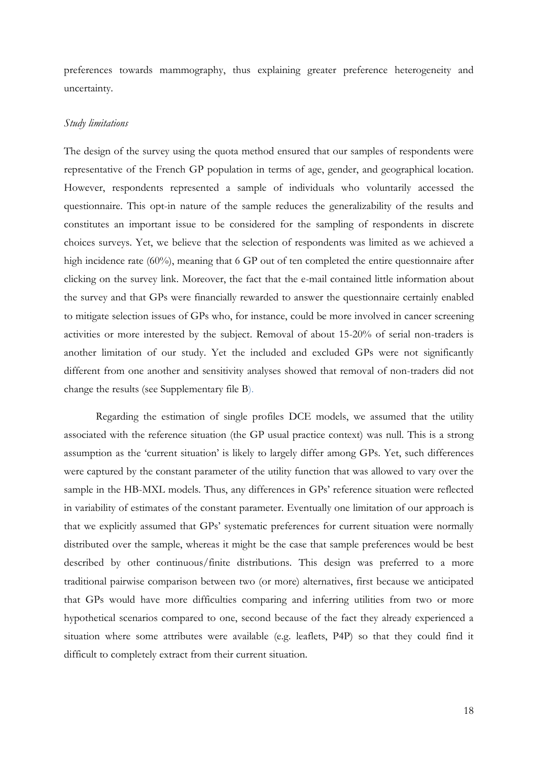preferences towards mammography, thus explaining greater preference heterogeneity and uncertainty.

*Study limitations*

The design of the survey using the quota method ensured that our samples of respondents were representative of the French GP population in terms of age, gender, and geographical location. However, respondents represented a sample of individuals who voluntarily accessed the questionnaire. This opt-in nature of the sample reduces the generalizability of the results and constitutes an important issue to be considered for the sampling of respondents in discrete choices surveys. Yet, we believe that the selection of respondents was limited as we achieved a high incidence rate (60%), meaning that 6 GP out of ten completed the entire questionnaire after clicking on the survey link. Moreover, the fact that the e-mail contained little information about the survey and that GPs were financially rewarded to answer the questionnaire certainly enabled to mitigate selection issues of GPs who, for instance, could be more involved in cancer screening activities or more interested by the subject. Removal of about 15-20% of serial non-traders is another limitation of our study. Yet the included and excluded GPs were not significantly different from one another and sensitivity analyses showed that removal of non-traders did not change the results (see Supplementary file B).

Regarding the estimation of single profiles DCE models, we assumed that the utility associated with the reference situation (the GP usual practice context) was null. This is a strong assumption as the 'current situation' is likely to largely differ among GPs. Yet, such differences were captured by the constant parameter of the utility function that was allowed to vary over the sample in the HB-MXL models. Thus, any differences in GPs' reference situation were reflected in variability of estimates of the constant parameter. Eventually one limitation of our approach is that we explicitly assumed that GPs' systematic preferences for current situation were normally distributed over the sample, whereas it might be the case that sample preferences would be best described by other continuous/finite distributions. This design was preferred to a more traditional pairwise comparison between two (or more) alternatives, first because we anticipated that GPs would have more difficulties comparing and inferring utilities from two or more hypothetical scenarios compared to one, second because of the fact they already experienced a situation where some attributes were available (e.g. leaflets, P4P) so that they could find it difficult to completely extract from their current situation.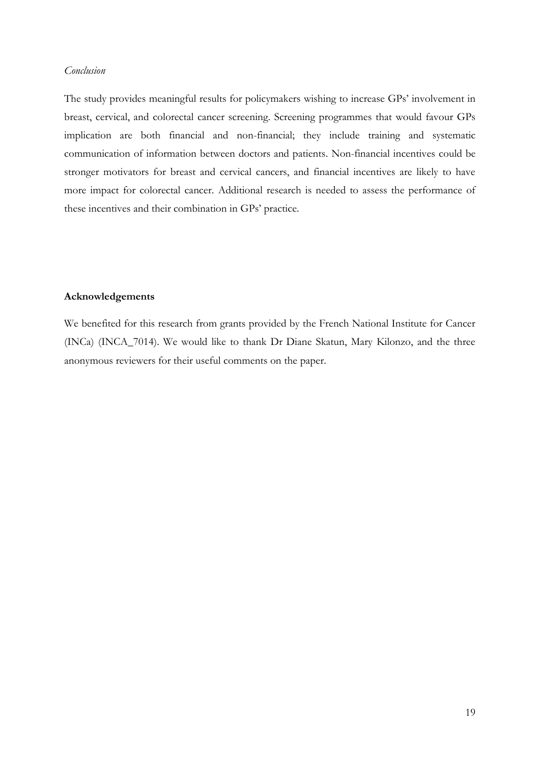*Conclusion*

The study provides meaningful results for policymakers wishing to increase GPs' involvement in breast, cervical, and colorectal cancer screening. Screening programmes that would favour GPs implication are both financial and non-financial; they include training and systematic communication of information between doctors and patients. Non-financial incentives could be stronger motivators for breast and cervical cancers, and financial incentives are likely to have more impact for colorectal cancer. Additional research is needed to assess the performance of these incentives and their combination in GPs' practice.

**Acknowledgements**

We benefited for this research from grants provided by the French National Institute for Cancer (INCa) (INCA_7014). We would like to thank Dr Diane Skatun, Mary Kilonzo, and the three anonymous reviewers for their useful comments on the paper.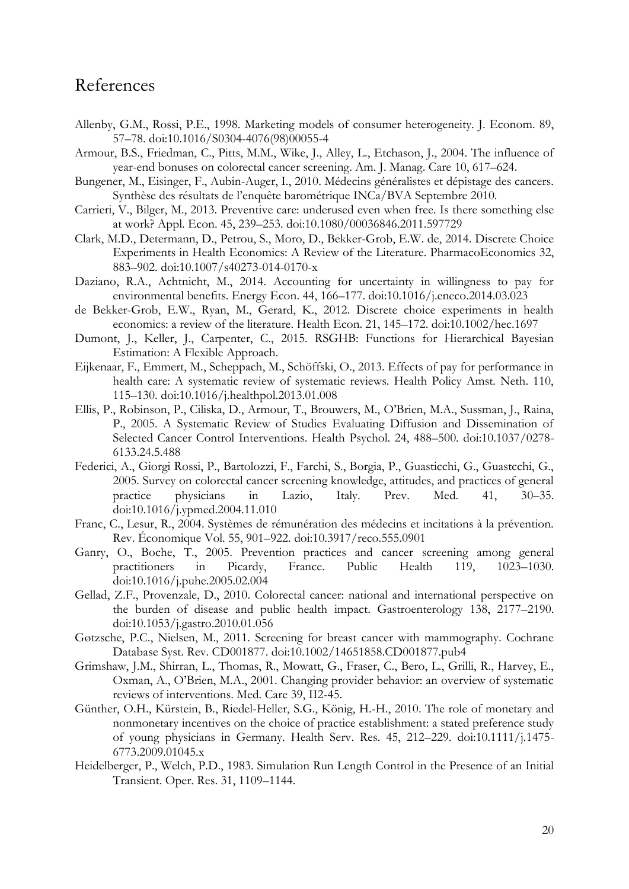# References

Allenby, G.M., Rossi, P.E., 1998. Marketing models of consumer heterogeneity. J. Econom. 89, 57–78. doi:10.1016/S0304-4076(98)00055-4

Armour, B.S., Friedman, C., Pitts, M.M., Wike, J., Alley, L., Etchason, J., 2004. The influence of year-end bonuses on colorectal cancer screening. Am. J. Manag. Care 10, 617–624.

Bungener, M., Eisinger, F., Aubin-Auger, I., 2010. Médecins généralistes et dépistage des cancers. Synthèse des résultats de l'enquête barométrique INCa/BVA Septembre 2010.

Carrieri, V., Bilger, M., 2013. Preventive care: underused even when free. Is there something else at work? Appl. Econ. 45, 239–253. doi:10.1080/00036846.2011.597729

Clark, M.D., Determann, D., Petrou, S., Moro, D., Bekker-Grob, E.W. de, 2014. Discrete Choice Experiments in Health Economics: A Review of the Literature. PharmacoEconomics 32, 883–902. doi:10.1007/s40273-014-0170-x

Daziano, R.A., Achtnicht, M., 2014. Accounting for uncertainty in willingness to pay for environmental benefits. Energy Econ. 44, 166–177. doi:10.1016/j.eneco.2014.03.023

de Bekker-Grob, E.W., Ryan, M., Gerard, K., 2012. Discrete choice experiments in health economics: a review of the literature. Health Econ. 21, 145–172. doi:10.1002/hec.1697

Dumont, J., Keller, J., Carpenter, C., 2015. RSGHB: Functions for Hierarchical Bayesian Estimation: A Flexible Approach.

Eijkenaar, F., Emmert, M., Scheppach, M., Schöffski, O., 2013. Effects of pay for performance in health care: A systematic review of systematic reviews. Health Policy Amst. Neth. 110, 115–130. doi:10.1016/j.healthpol.2013.01.008

Ellis, P., Robinson, P., Ciliska, D., Armour, T., Brouwers, M., O'Brien, M.A., Sussman, J., Raina, P., 2005. A Systematic Review of Studies Evaluating Diffusion and Dissemination of Selected Cancer Control Interventions. Health Psychol. 24, 488–500. doi:10.1037/0278-6133.24.5.488

Federici, A., Giorgi Rossi, P., Bartolozzi, F., Farchi, S., Borgia, P., Guasticchi, G., Guastcchi, G., 2005. Survey on colorectal cancer screening knowledge, attitudes, and practices of general practice physicians in Lazio, Italy. Prev. Med. 41, 30–35. doi:10.1016/j.ypmed.2004.11.010

Franc, C., Lesur, R., 2004. Systèmes de rémunération des médecins et incitations à la prévention. Rev. Économique Vol. 55, 901–922. doi:10.3917/reco.555.0901

Ganry, O., Boche, T., 2005. Prevention practices and cancer screening among general practitioners in Picardy, France. Public Health 119, 1023–1030. doi:10.1016/j.puhe.2005.02.004

Gellad, Z.F., Provenzale, D., 2010. Colorectal cancer: national and international perspective on the burden of disease and public health impact. Gastroenterology 138, 2177–2190. doi:10.1053/j.gastro.2010.01.056

Gøtzsche, P.C., Nielsen, M., 2011. Screening for breast cancer with mammography. Cochrane Database Syst. Rev. CD001877. doi:10.1002/14651858.CD001877.pub4

Grimshaw, J.M., Shirran, L., Thomas, R., Mowatt, G., Fraser, C., Bero, L., Grilli, R., Harvey, E., Oxman, A., O'Brien, M.A., 2001. Changing provider behavior: an overview of systematic reviews of interventions. Med. Care 39, II2-45.

Günther, O.H., Kürstein, B., Riedel-Heller, S.G., König, H.-H., 2010. The role of monetary and nonmonetary incentives on the choice of practice establishment: a stated preference study of young physicians in Germany. Health Serv. Res. 45, 212–229. doi:10.1111/j.1475-6773.2009.01045.x

Heidelberger, P., Welch, P.D., 1983. Simulation Run Length Control in the Presence of an Initial Transient. Oper. Res. 31, 1109–1144.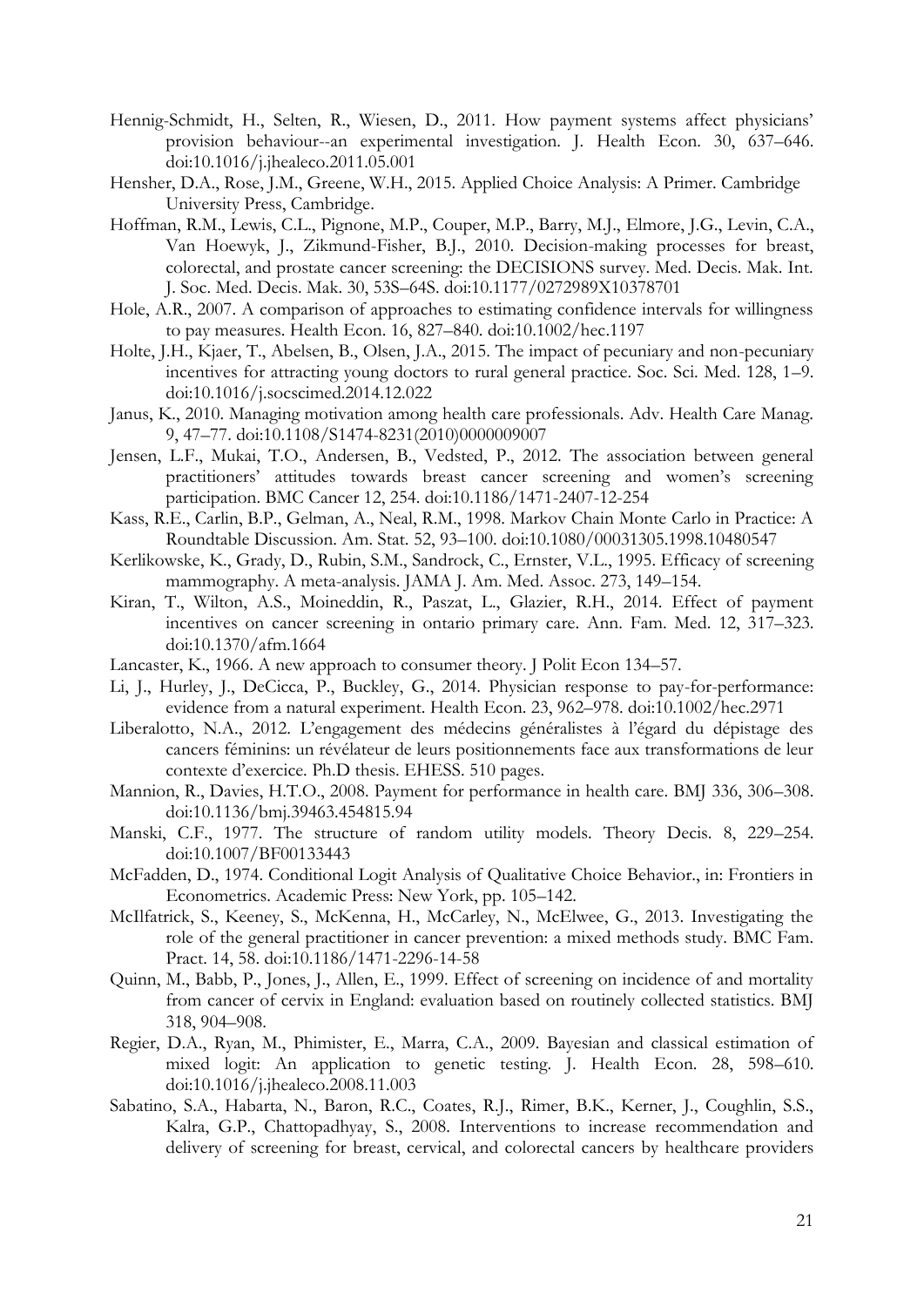Hennig-Schmidt, H., Selten, R., Wiesen, D., 2011. How payment systems affect physicians' provision behaviour--an experimental investigation. J. Health Econ. 30, 637–646. doi:10.1016/j.jhealeco.2011.05.001

Hensher, D.A., Rose, J.M., Greene, W.H., 2015. Applied Choice Analysis: A Primer. Cambridge University Press, Cambridge.

Hoffman, R.M., Lewis, C.L., Pignone, M.P., Couper, M.P., Barry, M.J., Elmore, J.G., Levin, C.A., Van Hoewyk, J., Zikmund-Fisher, B.J., 2010. Decision-making processes for breast, colorectal, and prostate cancer screening: the DECISIONS survey. Med. Decis. Mak. Int. J. Soc. Med. Decis. Mak. 30, 53S–64S. doi:10.1177/0272989X10378701

Hole, A.R., 2007. A comparison of approaches to estimating confidence intervals for willingness to pay measures. Health Econ. 16, 827–840. doi:10.1002/hec.1197

Holte, J.H., Kjaer, T., Abelsen, B., Olsen, J.A., 2015. The impact of pecuniary and non-pecuniary incentives for attracting young doctors to rural general practice. Soc. Sci. Med. 128, 1–9. doi:10.1016/j.socscimed.2014.12.022

Janus, K., 2010. Managing motivation among health care professionals. Adv. Health Care Manag. 9, 47–77. doi:10.1108/S1474-8231(2010)0000009007

Jensen, L.F., Mukai, T.O., Andersen, B., Vedsted, P., 2012. The association between general practitioners' attitudes towards breast cancer screening and women's screening participation. BMC Cancer 12, 254. doi:10.1186/1471-2407-12-254

Kass, R.E., Carlin, B.P., Gelman, A., Neal, R.M., 1998. Markov Chain Monte Carlo in Practice: A Roundtable Discussion. Am. Stat. 52, 93–100. doi:10.1080/00031305.1998.10480547

Kerlikowske, K., Grady, D., Rubin, S.M., Sandrock, C., Ernster, V.L., 1995. Efficacy of screening mammography. A meta-analysis. JAMA J. Am. Med. Assoc. 273, 149–154.

Kiran, T., Wilton, A.S., Moineddin, R., Paszat, L., Glazier, R.H., 2014. Effect of payment incentives on cancer screening in ontario primary care. Ann. Fam. Med. 12, 317–323. doi:10.1370/afm.1664

Lancaster, K., 1966. A new approach to consumer theory. J Polit Econ 134–57.

Li, J., Hurley, J., DeCicca, P., Buckley, G., 2014. Physician response to pay-for-performance: evidence from a natural experiment. Health Econ. 23, 962–978. doi:10.1002/hec.2971

Liberalotto, N.A., 2012. L'engagement des médecins généralistes à l'égard du dépistage des cancers féminins: un révélateur de leurs positionnements face aux transformations de leur contexte d'exercice. Ph.D thesis. EHESS. 510 pages.

Mannion, R., Davies, H.T.O., 2008. Payment for performance in health care. BMJ 336, 306–308. doi:10.1136/bmj.39463.454815.94

Manski, C.F., 1977. The structure of random utility models. Theory Decis. 8, 229–254. doi:10.1007/BF00133443

McFadden, D., 1974. Conditional Logit Analysis of Qualitative Choice Behavior., in: Frontiers in Econometrics. Academic Press: New York, pp. 105–142.

McIlfatrick, S., Keeney, S., McKenna, H., McCarley, N., McElwee, G., 2013. Investigating the role of the general practitioner in cancer prevention: a mixed methods study. BMC Fam. Pract. 14, 58. doi:10.1186/1471-2296-14-58

Quinn, M., Babb, P., Jones, J., Allen, E., 1999. Effect of screening on incidence of and mortality from cancer of cervix in England: evaluation based on routinely collected statistics. BMJ 318, 904–908.

Regier, D.A., Ryan, M., Phimister, E., Marra, C.A., 2009. Bayesian and classical estimation of mixed logit: An application to genetic testing. J. Health Econ. 28, 598–610. doi:10.1016/j.jhealeco.2008.11.003

Sabatino, S.A., Habarta, N., Baron, R.C., Coates, R.J., Rimer, B.K., Kerner, J., Coughlin, S.S., Kalra, G.P., Chattopadhyay, S., 2008. Interventions to increase recommendation and delivery of screening for breast, cervical, and colorectal cancers by healthcare providers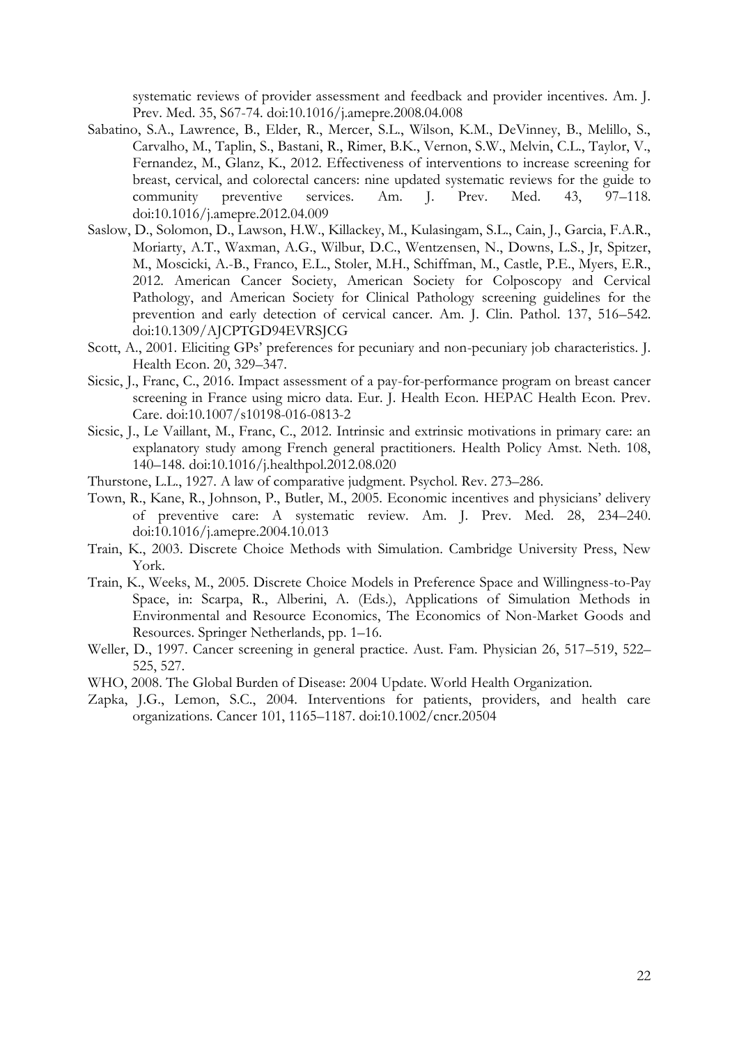systematic reviews of provider assessment and feedback and provider incentives. Am. J. Prev. Med. 35, S67-74. doi:10.1016/j.amepre.2008.04.008

Sabatino, S.A., Lawrence, B., Elder, R., Mercer, S.L., Wilson, K.M., DeVinney, B., Melillo, S., Carvalho, M., Taplin, S., Bastani, R., Rimer, B.K., Vernon, S.W., Melvin, C.L., Taylor, V., Fernandez, M., Glanz, K., 2012. Effectiveness of interventions to increase screening for breast, cervical, and colorectal cancers: nine updated systematic reviews for the guide to community preventive services. Am. J. Prev. Med. 43, 97–118. doi:10.1016/j.amepre.2012.04.009

Saslow, D., Solomon, D., Lawson, H.W., Killackey, M., Kulasingam, S.L., Cain, J., Garcia, F.A.R., Moriarty, A.T., Waxman, A.G., Wilbur, D.C., Wentzensen, N., Downs, L.S., Jr, Spitzer, M., Moscicki, A.-B., Franco, E.L., Stoler, M.H., Schiffman, M., Castle, P.E., Myers, E.R., 2012. American Cancer Society, American Society for Colposcopy and Cervical Pathology, and American Society for Clinical Pathology screening guidelines for the prevention and early detection of cervical cancer. Am. J. Clin. Pathol. 137, 516–542. doi:10.1309/AJCPTGD94EVRSJCG

Scott, A., 2001. Eliciting GPs' preferences for pecuniary and non-pecuniary job characteristics. J. Health Econ. 20, 329–347.

Sicsic, J., Franc, C., 2016. Impact assessment of a pay-for-performance program on breast cancer screening in France using micro data. Eur. J. Health Econ. HEPAC Health Econ. Prev. Care. doi:10.1007/s10198-016-0813-2

Sicsic, J., Le Vaillant, M., Franc, C., 2012. Intrinsic and extrinsic motivations in primary care: an explanatory study among French general practitioners. Health Policy Amst. Neth. 108, 140–148. doi:10.1016/j.healthpol.2012.08.020

Thurstone, L.L., 1927. A law of comparative judgment. Psychol. Rev. 273–286.

Town, R., Kane, R., Johnson, P., Butler, M., 2005. Economic incentives and physicians' delivery of preventive care: A systematic review. Am. J. Prev. Med. 28, 234–240. doi:10.1016/j.amepre.2004.10.013

Train, K., 2003. Discrete Choice Methods with Simulation. Cambridge University Press, New York.

Train, K., Weeks, M., 2005. Discrete Choice Models in Preference Space and Willingness-to-Pay Space, in: Scarpa, R., Alberini, A. (Eds.), Applications of Simulation Methods in Environmental and Resource Economics, The Economics of Non-Market Goods and Resources. Springer Netherlands, pp. 1–16.

Weller, D., 1997. Cancer screening in general practice. Aust. Fam. Physician 26, 517–519, 522–525, 527.

WHO, 2008. The Global Burden of Disease: 2004 Update. World Health Organization.

Zapka, J.G., Lemon, S.C., 2004. Interventions for patients, providers, and health care organizations. Cancer 101, 1165–1187. doi:10.1002/cncr.20504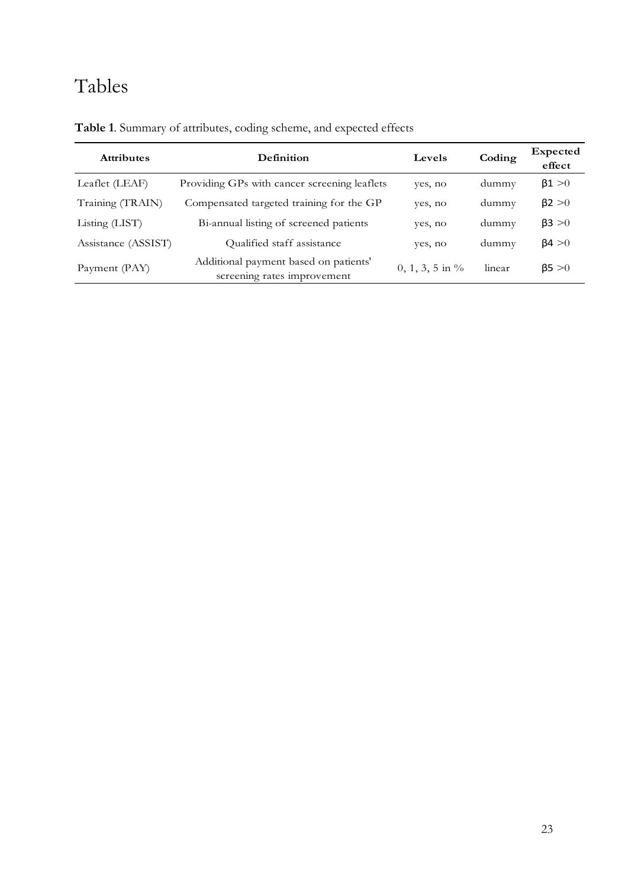# Tables

**Table 1**. Summary of attributes, coding scheme, and expected effects

| Attributes | Definition | Levels | Coding | Expected effect |
|---|---|---|---|---|
| Leaflet (LEAF) | Providing GPs with cancer screening leaflets | yes, no | dummy | $\beta1 > 0$ |
| Training (TRAIN) | Compensated targeted training for the GP | yes, no | dummy | $\beta2 > 0$ |
| Listing (LIST) | Bi-annual listing of screened patients | yes, no | dummy | $\beta3 > 0$ |
| Assistance (ASSIST) | Qualified staff assistance | yes, no | dummy | $\beta4 > 0$ |
| Payment (PAY) | Additional payment based on patients' screening rates improvement | 0, 1, 3, 5 in % | linear | $\beta5 > 0$ |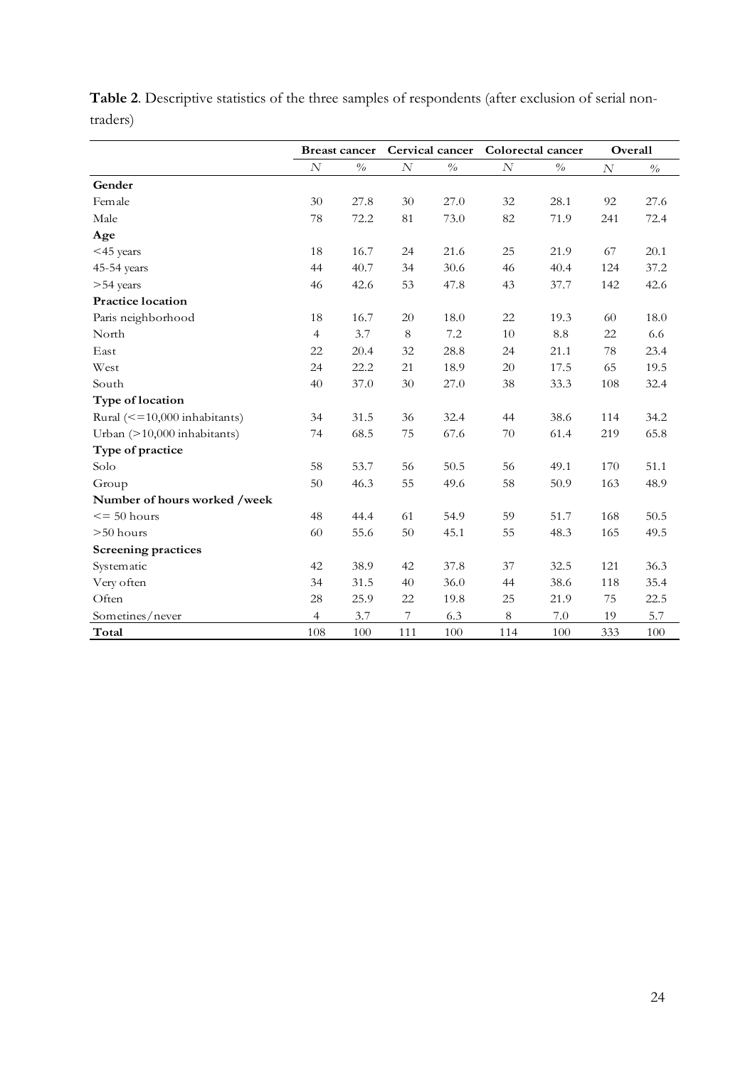**Table 2**. Descriptive statistics of the three samples of respondents (after exclusion of serial non-traders)

| | Breast cancer | | Cervical cancer | | Colorectal cancer | | Overall | |
|---|---|---|---|---|---|---|---|---|
| | *N* | % | *N* | % | *N* | % | *N* | % |
| **Gender** | | | | | | | | |
| Female | 30 | 27.8 | 30 | 27.0 | 32 | 28.1 | 92 | 27.6 |
| Male | 78 | 72.2 | 81 | 73.0 | 82 | 71.9 | 241 | 72.4 |
| **Age** | | | | | | | | |
| <45 years | 18 | 16.7 | 24 | 21.6 | 25 | 21.9 | 67 | 20.1 |
| 45-54 years | 44 | 40.7 | 34 | 30.6 | 46 | 40.4 | 124 | 37.2 |
| >54 years | 46 | 42.6 | 53 | 47.8 | 43 | 37.7 | 142 | 42.6 |
| **Practice location** | | | | | | | | |
| Paris neighborhood | 18 | 16.7 | 20 | 18.0 | 22 | 19.3 | 60 | 18.0 |
| North | 4 | 3.7 | 8 | 7.2 | 10 | 8.8 | 22 | 6.6 |
| East | 22 | 20.4 | 32 | 28.8 | 24 | 21.1 | 78 | 23.4 |
| West | 24 | 22.2 | 21 | 18.9 | 20 | 17.5 | 65 | 19.5 |
| South | 40 | 37.0 | 30 | 27.0 | 38 | 33.3 | 108 | 32.4 |
| **Type of location** | | | | | | | | |
| Rural (<=10,000 inhabitants) | 34 | 31.5 | 36 | 32.4 | 44 | 38.6 | 114 | 34.2 |
| Urban (>10,000 inhabitants) | 74 | 68.5 | 75 | 67.6 | 70 | 61.4 | 219 | 65.8 |
| **Type of practice** | | | | | | | | |
| Solo | 58 | 53.7 | 56 | 50.5 | 56 | 49.1 | 170 | 51.1 |
| Group | 50 | 46.3 | 55 | 49.6 | 58 | 50.9 | 163 | 48.9 |
| **Number of hours worked /week** | | | | | | | | |
| <= 50 hours | 48 | 44.4 | 61 | 54.9 | 59 | 51.7 | 168 | 50.5 |
| >50 hours | 60 | 55.6 | 50 | 45.1 | 55 | 48.3 | 165 | 49.5 |
| **Screening practices** | | | | | | | | |
| Systematic | 42 | 38.9 | 42 | 37.8 | 37 | 32.5 | 121 | 36.3 |
| Very often | 34 | 31.5 | 40 | 36.0 | 44 | 38.6 | 118 | 35.4 |
| Often | 28 | 25.9 | 22 | 19.8 | 25 | 21.9 | 75 | 22.5 |
| Sometimes/never | 4 | 3.7 | 7 | 6.3 | 8 | 7.0 | 19 | 5.7 |
| **Total** | 108 | 100 | 111 | 100 | 114 | 100 | 333 | 100 |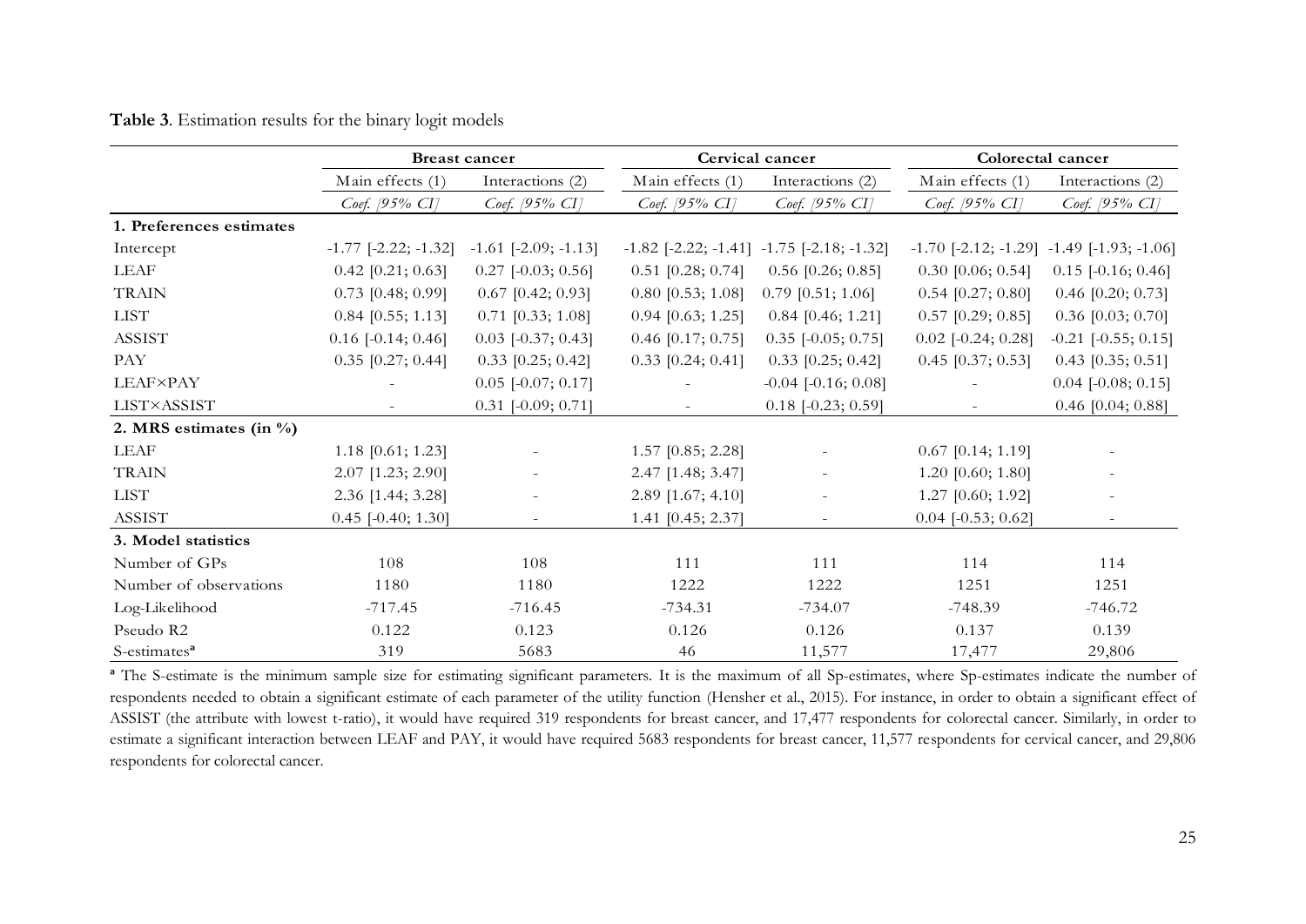**Table 3**. Estimation results for the binary logit models

| | Breast cancer | | Cervical cancer | | Colorectal cancer | |
|---|---|---|---|---|---|---|
| | Main effects (1) | Interactions (2) | Main effects (1) | Interactions (2) | Main effects (1) | Interactions (2) |
| | *Coef. [95% CI]* | *Coef. [95% CI]* | *Coef. [95% CI]* | *Coef. [95% CI]* | *Coef. [95% CI]* | *Coef. [95% CI]* |
| **1. Preferences estimates** | | | | | | |
| Intercept | -1.77 [-2.22; -1.32] | -1.61 [-2.09; -1.13] | -1.82 [-2.22; -1.41] | -1.75 [-2.18; -1.32] | -1.70 [-2.12; -1.29] | -1.49 [-1.93; -1.06] |
| LEAF | 0.42 [0.21; 0.63] | 0.27 [-0.03; 0.56] | 0.51 [0.28; 0.74] | 0.56 [0.26; 0.85] | 0.30 [0.06; 0.54] | 0.15 [-0.16; 0.46] |
| TRAIN | 0.73 [0.48; 0.99] | 0.67 [0.42; 0.93] | 0.80 [0.53; 1.08] | 0.79 [0.51; 1.06] | 0.54 [0.27; 0.80] | 0.46 [0.20; 0.73] |
| LIST | 0.84 [0.55; 1.13] | 0.71 [0.33; 1.08] | 0.94 [0.63; 1.25] | 0.84 [0.46; 1.21] | 0.57 [0.29; 0.85] | 0.36 [0.03; 0.70] |
| ASSIST | 0.16 [-0.14; 0.46] | 0.03 [-0.37; 0.43] | 0.46 [0.17; 0.75] | 0.35 [-0.05; 0.75] | 0.02 [-0.24; 0.28] | -0.21 [-0.55; 0.15] |
| PAY | 0.35 [0.27; 0.44] | 0.33 [0.25; 0.42] | 0.33 [0.24; 0.41] | 0.33 [0.25; 0.42] | 0.45 [0.37; 0.53] | 0.43 [0.35; 0.51] |
| LEAF×PAY | - | 0.05 [-0.07; 0.17] | - | -0.04 [-0.16; 0.08] | - | 0.04 [-0.08; 0.15] |
| LIST×ASSIST | - | 0.31 [-0.09; 0.71] | - | 0.18 [-0.23; 0.59] | - | 0.46 [0.04; 0.88] |
| **2. MRS estimates (in %)** | | | | | | |
| LEAF | 1.18 [0.61; 1.23] | - | 1.57 [0.85; 2.28] | - | 0.67 [0.14; 1.19] | - |
| TRAIN | 2.07 [1.23; 2.90] | - | 2.47 [1.48; 3.47] | - | 1.20 [0.60; 1.80] | - |
| LIST | 2.36 [1.44; 3.28] | - | 2.89 [1.67; 4.10] | - | 1.27 [0.60; 1.92] | - |
| ASSIST | 0.45 [-0.40; 1.30] | - | 1.41 [0.45; 2.37] | - | 0.04 [-0.53; 0.62] | - |
| **3. Model statistics** | | | | | | |
| Number of GPs | 108 | 108 | 111 | 111 | 114 | 114 |
| Number of observations | 1180 | 1180 | 1222 | 1222 | 1251 | 1251 |
| Log-Likelihood | -717.45 | -716.45 | -734.31 | -734.07 | -748.39 | -746.72 |
| Pseudo R2 | 0.122 | 0.123 | 0.126 | 0.126 | 0.137 | 0.139 |
| S-estimates[a] | 319 | 5683 | 46 | 11,577 | 17,477 | 29,806 |

[a] The S-estimate is the minimum sample size for estimating significant parameters. It is the maximum of all Sp-estimates, where Sp-estimates indicate the number of respondents needed to obtain a significant estimate of each parameter of the utility function (Hensher et al., 2015). For instance, in order to obtain a significant effect of ASSIST (the attribute with lowest t-ratio), it would have required 319 respondents for breast cancer, and 17,477 respondents for colorectal cancer. Similarly, in order to estimate a significant interaction between LEAF and PAY, it would have required 5683 respondents for breast cancer, 11,577 respondents for cervical cancer, and 29,806 respondents for colorectal cancer.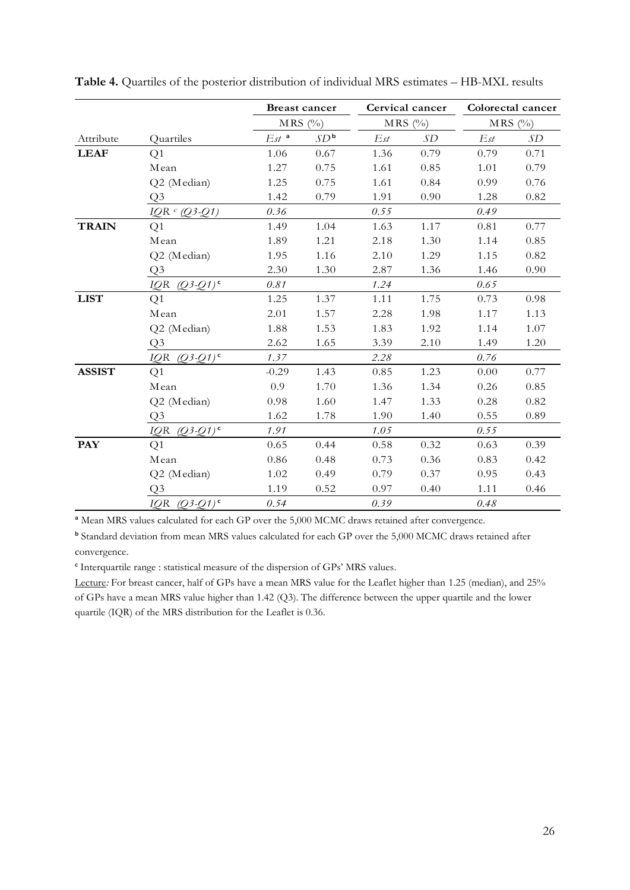**Table 4.** Quartiles of the posterior distribution of individual MRS estimates – HB-MXL results

| | | Breast cancer | | Cervical cancer | | Colorectal cancer | |
|---|---|---|---|---|---|---|---|
| | | MRS (%) | | MRS (%) | | MRS (%) | |
| Attribute | Quartiles | *Est* [a] | *SD* [b] | *Est* | *SD* | *Est* | *SD* |
| **LEAF** | Q1 | 1.06 | 0.67 | 1.36 | 0.79 | 0.79 | 0.71 |
| | Mean | 1.27 | 0.75 | 1.61 | 0.85 | 1.01 | 0.79 |
| | Q2 (Median) | 1.25 | 0.75 | 1.61 | 0.84 | 0.99 | 0.76 |
| | Q3 | 1.42 | 0.79 | 1.91 | 0.90 | 1.28 | 0.82 |
| | *IQR* [c] *(Q3-Q1)* | *0.36* | | *0.55* | | *0.49* | |
| **TRAIN** | Q1 | 1.49 | 1.04 | 1.63 | 1.17 | 0.81 | 0.77 |
| | Mean | 1.89 | 1.21 | 2.18 | 1.30 | 1.14 | 0.85 |
| | Q2 (Median) | 1.95 | 1.16 | 2.10 | 1.29 | 1.15 | 0.82 |
| | Q3 | 2.30 | 1.30 | 2.87 | 1.36 | 1.46 | 0.90 |
| | *IQR (Q3-Q1)* [c] | *0.81* | | *1.24* | | *0.65* | |
| **LIST** | Q1 | 1.25 | 1.37 | 1.11 | 1.75 | 0.73 | 0.98 |
| | Mean | 2.01 | 1.57 | 2.28 | 1.98 | 1.17 | 1.13 |
| | Q2 (Median) | 1.88 | 1.53 | 1.83 | 1.92 | 1.14 | 1.07 |
| | Q3 | 2.62 | 1.65 | 3.39 | 2.10 | 1.49 | 1.20 |
| | *IQR (Q3-Q1)* [c] | *1.37* | | *2.28* | | *0.76* | |
| **ASSIST** | Q1 | -0.29 | 1.43 | 0.85 | 1.23 | 0.00 | 0.77 |
| | Mean | 0.9 | 1.70 | 1.36 | 1.34 | 0.26 | 0.85 |
| | Q2 (Median) | 0.98 | 1.60 | 1.47 | 1.33 | 0.28 | 0.82 |
| | Q3 | 1.62 | 1.78 | 1.90 | 1.40 | 0.55 | 0.89 |
| | *IQR (Q3-Q1)* [c] | *1.91* | | *1.05* | | *0.55* | |
| **PAY** | Q1 | 0.65 | 0.44 | 0.58 | 0.32 | 0.63 | 0.39 |
| | Mean | 0.86 | 0.48 | 0.73 | 0.36 | 0.83 | 0.42 |
| | Q2 (Median) | 1.02 | 0.49 | 0.79 | 0.37 | 0.95 | 0.43 |
| | Q3 | 1.19 | 0.52 | 0.97 | 0.40 | 1.11 | 0.46 |
| | *IQR (Q3-Q1)* [c] | *0.54* | | *0.39* | | *0.48* | |

[a] Mean MRS values calculated for each GP over the 5,000 MCMC draws retained after convergence.

[b] Standard deviation from mean MRS values calculated for each GP over the 5,000 MCMC draws retained after convergence.

[c] Interquartile range : statistical measure of the dispersion of GPs' MRS values.

Lecture*:* For breast cancer, half of GPs have a mean MRS value for the Leaflet higher than 1.25 (median), and 25% of GPs have a mean MRS value higher than 1.42 (Q3). The difference between the upper quartile and the lower quartile (IQR) of the MRS distribution for the Leaflet is 0.36.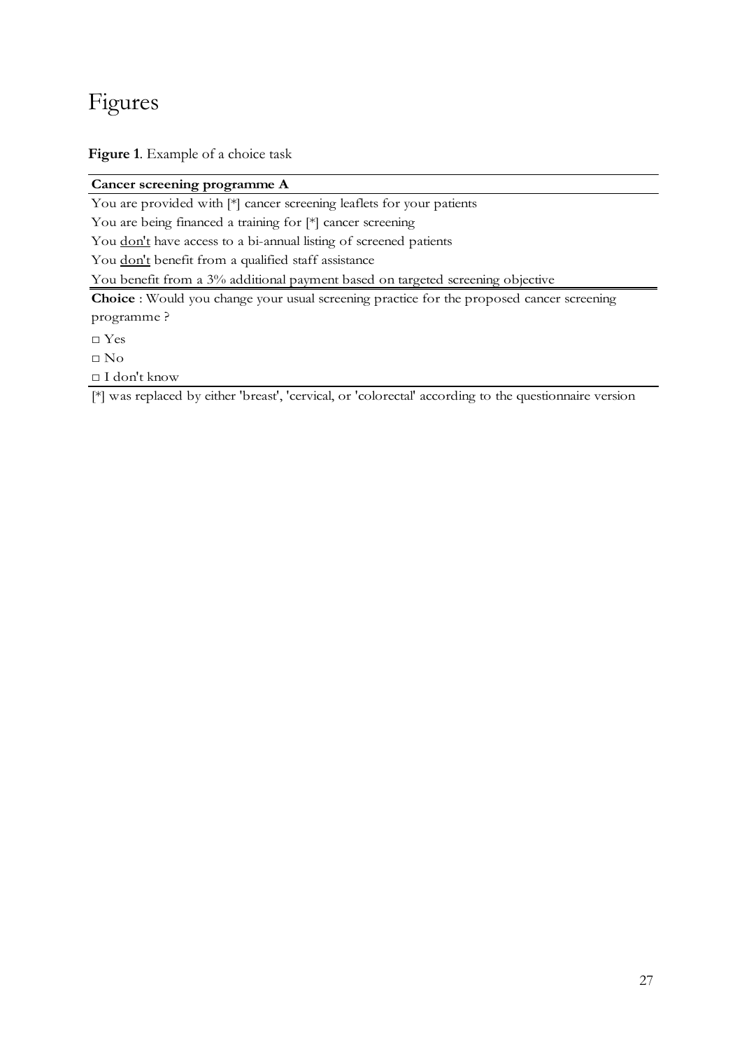# Figures

**Figure 1**. Example of a choice task

| **Cancer screening programme A** |
|---|
| You are provided with [*] cancer screening leaflets for your patients |
| You are being financed a training for [*] cancer screening |
| You <u>don't</u> have access to a bi-annual listing of screened patients |
| You <u>don't</u> benefit from a qualified staff assistance |
| You benefit from a 3% additional payment based on targeted screening objective |
| **Choice** : Would you change your usual screening practice for the proposed cancer screening programme ? |
| □ Yes |
| □ No |
| □ I don't know |

[*] was replaced by either 'breast', 'cervical, or 'colorectal' according to the questionnaire version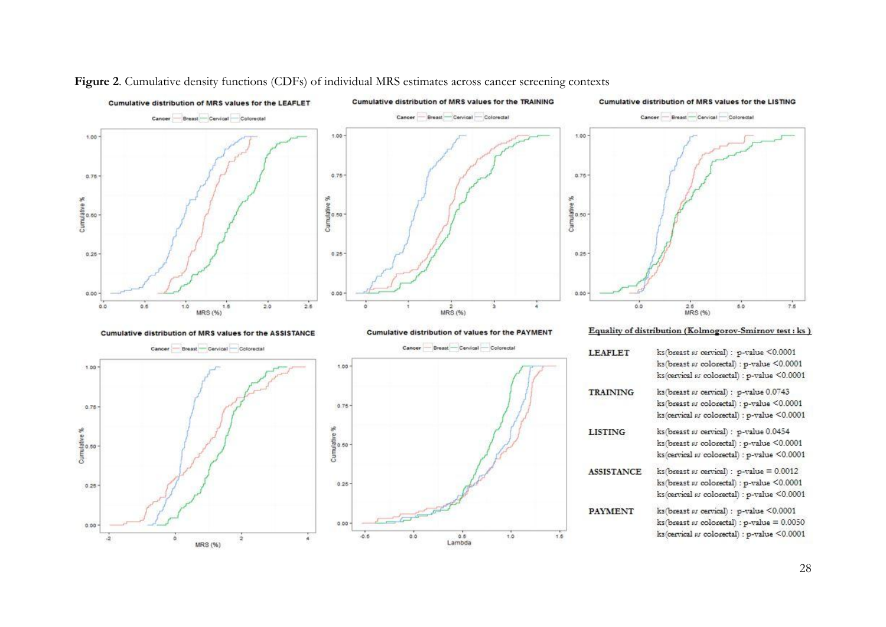**Figure 2**. Cumulative density functions (CDFs) of individual MRS estimates across cancer screening contexts

**Equality of distribution (Kolmogorov-Smirnov test : ks )**

| | |
|---|---|
| **LEAFLET** | ks(breast *vs* cervical) : p-value <0.0001 |
| | ks(breast *vs* colorectal) : p-value <0.0001 |
| | ks(cervical *vs* colorectal) : p-value <0.0001 |
| **TRAINING** | ks(breast *vs* cervical) : p-value 0.0743 |
| | ks(breast *vs* colorectal) : p-value <0.0001 |
| | ks(cervical *vs* colorectal) : p-value <0.0001 |
| **LISTING** | ks(breast *vs* cervical) : p-value 0.0454 |
| | ks(breast *vs* colorectal) : p-value <0.0001 |
| | ks(cervical *vs* colorectal) : p-value <0.0001 |
| **ASSISTANCE** | ks(breast *vs* cervical) : p-value = 0.0012 |
| | ks(breast *vs* colorectal) : p-value <0.0001 |
| | ks(cervical *vs* colorectal) : p-value <0.0001 |
| **PAYMENT** | ks(breast *vs* cervical) : p-value <0.0001 |
| | ks(breast *vs* colorectal) : p-value = 0.0050 |
| | ks(cervical *vs* colorectal) : p-value <0.0001 |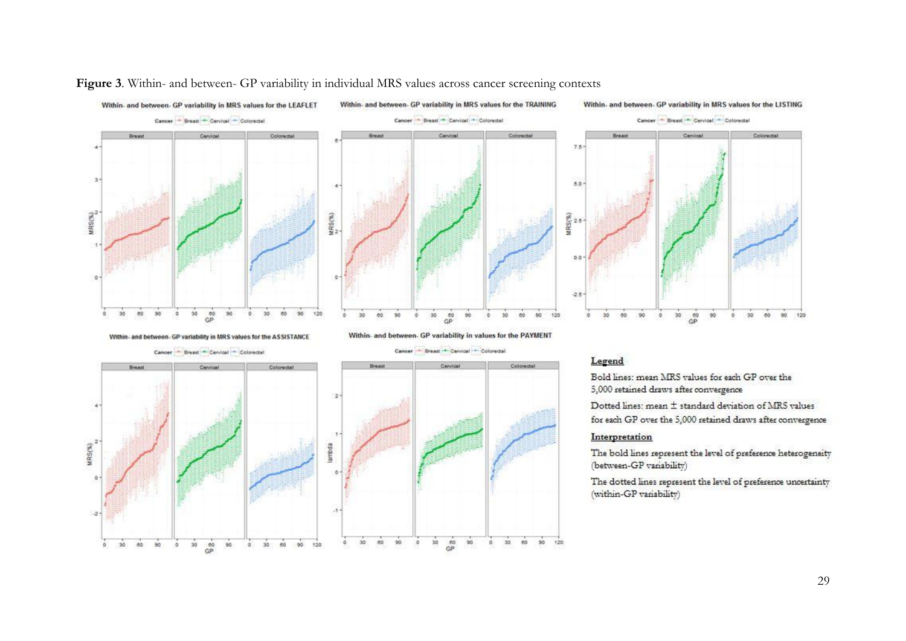**Figure 3**. Within- and between- GP variability in individual MRS values across cancer screening contexts

**Legend**

Bold lines: mean MRS values for each GP over the 5,000 retained draws after convergence

Dotted lines: mean ± standard deviation of MRS values for each GP over the 5,000 retained draws after convergence

**Interpretation**

The bold lines represent the level of preference heterogeneity (between-GP variability)

The dotted lines represent the level of preference uncertainty (within-GP variability)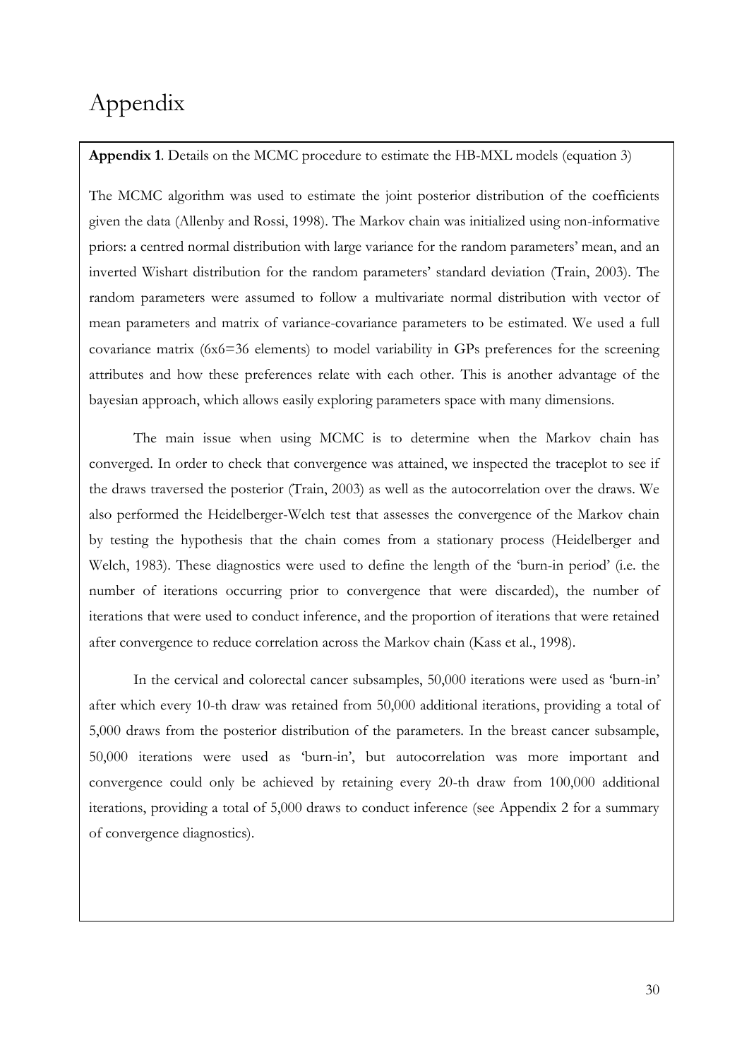# Appendix

**Appendix 1**. Details on the MCMC procedure to estimate the HB-MXL models (equation 3)

The MCMC algorithm was used to estimate the joint posterior distribution of the coefficients given the data (Allenby and Rossi, 1998). The Markov chain was initialized using non-informative priors: a centred normal distribution with large variance for the random parameters' mean, and an inverted Wishart distribution for the random parameters' standard deviation (Train, 2003). The random parameters were assumed to follow a multivariate normal distribution with vector of mean parameters and matrix of variance-covariance parameters to be estimated. We used a full covariance matrix (6x6=36 elements) to model variability in GPs preferences for the screening attributes and how these preferences relate with each other. This is another advantage of the bayesian approach, which allows easily exploring parameters space with many dimensions.

The main issue when using MCMC is to determine when the Markov chain has converged. In order to check that convergence was attained, we inspected the traceplot to see if the draws traversed the posterior (Train, 2003) as well as the autocorrelation over the draws. We also performed the Heidelberger-Welch test that assesses the convergence of the Markov chain by testing the hypothesis that the chain comes from a stationary process (Heidelberger and Welch, 1983). These diagnostics were used to define the length of the 'burn-in period' (i.e. the number of iterations occurring prior to convergence that were discarded), the number of iterations that were used to conduct inference, and the proportion of iterations that were retained after convergence to reduce correlation across the Markov chain (Kass et al., 1998).

In the cervical and colorectal cancer subsamples, 50,000 iterations were used as 'burn-in' after which every 10-th draw was retained from 50,000 additional iterations, providing a total of 5,000 draws from the posterior distribution of the parameters. In the breast cancer subsample, 50,000 iterations were used as 'burn-in', but autocorrelation was more important and convergence could only be achieved by retaining every 20-th draw from 100,000 additional iterations, providing a total of 5,000 draws to conduct inference (see Appendix 2 for a summary of convergence diagnostics).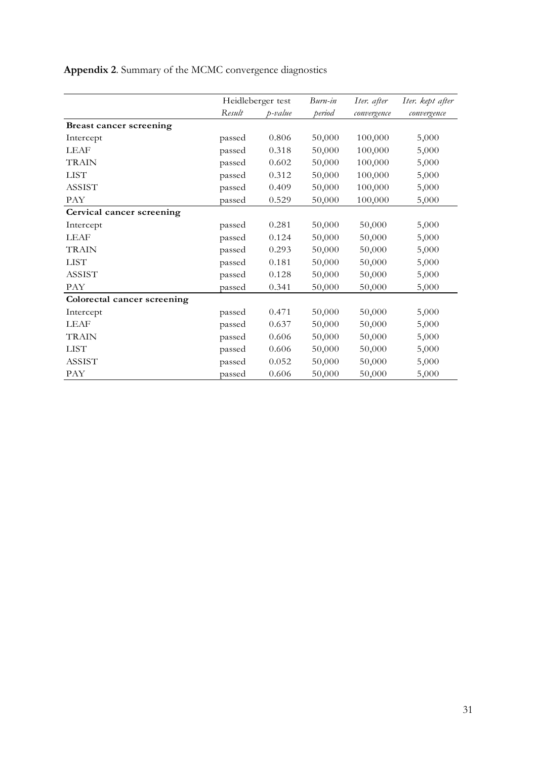**Appendix 2**. Summary of the MCMC convergence diagnostics

| | Heidleberger test | | *Burn-in* | *Iter. after* | *Iter. kept after* |
|---|---|---|---|---|---|
| | *Result* | *p-value* | *period* | *convergence* | *convergence* |
| **Breast cancer screening** | | | | | |
| Intercept | passed | 0.806 | 50,000 | 100,000 | 5,000 |
| LEAF | passed | 0.318 | 50,000 | 100,000 | 5,000 |
| TRAIN | passed | 0.602 | 50,000 | 100,000 | 5,000 |
| LIST | passed | 0.312 | 50,000 | 100,000 | 5,000 |
| ASSIST | passed | 0.409 | 50,000 | 100,000 | 5,000 |
| PAY | passed | 0.529 | 50,000 | 100,000 | 5,000 |
| **Cervical cancer screening** | | | | | |
| Intercept | passed | 0.281 | 50,000 | 50,000 | 5,000 |
| LEAF | passed | 0.124 | 50,000 | 50,000 | 5,000 |
| TRAIN | passed | 0.293 | 50,000 | 50,000 | 5,000 |
| LIST | passed | 0.181 | 50,000 | 50,000 | 5,000 |
| ASSIST | passed | 0.128 | 50,000 | 50,000 | 5,000 |
| PAY | passed | 0.341 | 50,000 | 50,000 | 5,000 |
| **Colorectal cancer screening** | | | | | |
| Intercept | passed | 0.471 | 50,000 | 50,000 | 5,000 |
| LEAF | passed | 0.637 | 50,000 | 50,000 | 5,000 |
| TRAIN | passed | 0.606 | 50,000 | 50,000 | 5,000 |
| LIST | passed | 0.606 | 50,000 | 50,000 | 5,000 |
| ASSIST | passed | 0.052 | 50,000 | 50,000 | 5,000 |
| PAY | passed | 0.606 | 50,000 | 50,000 | 5,000 |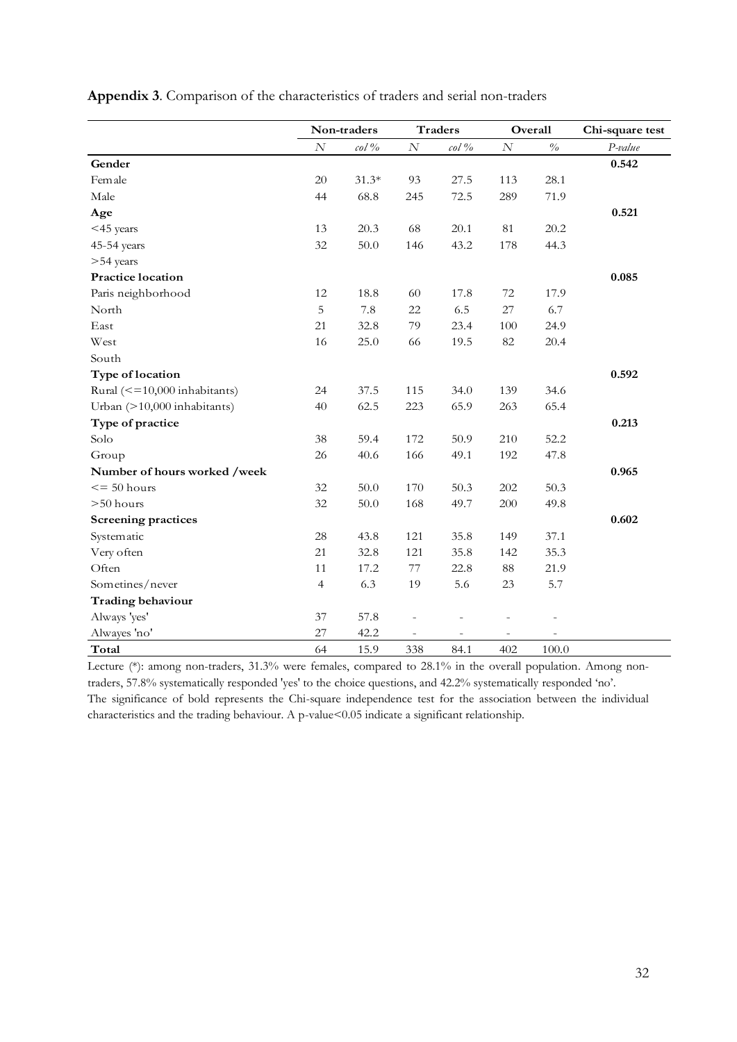**Appendix 3**. Comparison of the characteristics of traders and serial non-traders

| | Non-traders | | Traders | | Overall | | Chi-square test |
|---|---|---|---|---|---|---|---|
| | *N* | *col %* | *N* | *col %* | *N* | *%* | *P-value* |
| **Gender** | | | | | | | **0.542** |
| Female | 20 | 31.3* | 93 | 27.5 | 113 | 28.1 | |
| Male | 44 | 68.8 | 245 | 72.5 | 289 | 71.9 | |
| **Age** | | | | | | | **0.521** |
| <45 years | 13 | 20.3 | 68 | 20.1 | 81 | 20.2 | |
| 45-54 years | 32 | 50.0 | 146 | 43.2 | 178 | 44.3 | |
| >54 years | | | | | | | |
| **Practice location** | | | | | | | **0.085** |
| Paris neighborhood | 12 | 18.8 | 60 | 17.8 | 72 | 17.9 | |
| North | 5 | 7.8 | 22 | 6.5 | 27 | 6.7 | |
| East | 21 | 32.8 | 79 | 23.4 | 100 | 24.9 | |
| West | 16 | 25.0 | 66 | 19.5 | 82 | 20.4 | |
| South | | | | | | | |
| **Type of location** | | | | | | | **0.592** |
| Rural (<=10,000 inhabitants) | 24 | 37.5 | 115 | 34.0 | 139 | 34.6 | |
| Urban (>10,000 inhabitants) | 40 | 62.5 | 223 | 65.9 | 263 | 65.4 | |
| **Type of practice** | | | | | | | **0.213** |
| Solo | 38 | 59.4 | 172 | 50.9 | 210 | 52.2 | |
| Group | 26 | 40.6 | 166 | 49.1 | 192 | 47.8 | |
| **Number of hours worked /week** | | | | | | | **0.965** |
| <= 50 hours | 32 | 50.0 | 170 | 50.3 | 202 | 50.3 | |
| >50 hours | 32 | 50.0 | 168 | 49.7 | 200 | 49.8 | |
| **Screening practices** | | | | | | | **0.602** |
| Systematic | 28 | 43.8 | 121 | 35.8 | 149 | 37.1 | |
| Very often | 21 | 32.8 | 121 | 35.8 | 142 | 35.3 | |
| Often | 11 | 17.2 | 77 | 22.8 | 88 | 21.9 | |
| Sometimes/never | 4 | 6.3 | 19 | 5.6 | 23 | 5.7 | |
| **Trading behaviour** | | | | | | | |
| Always 'yes' | 37 | 57.8 | - | - | - | - | |
| Alwayes 'no' | 27 | 42.2 | - | - | - | - | |
| **Total** | 64 | 15.9 | 338 | 84.1 | 402 | 100.0 | |

Lecture (*): among non-traders, 31.3% were females, compared to 28.1% in the overall population. Among non-traders, 57.8% systematically responded 'yes' to the choice questions, and 42.2% systematically responded 'no'.
The significance of bold represents the Chi-square independence test for the association between the individual characteristics and the trading behaviour. A p-value<0.05 indicate a significant relationship.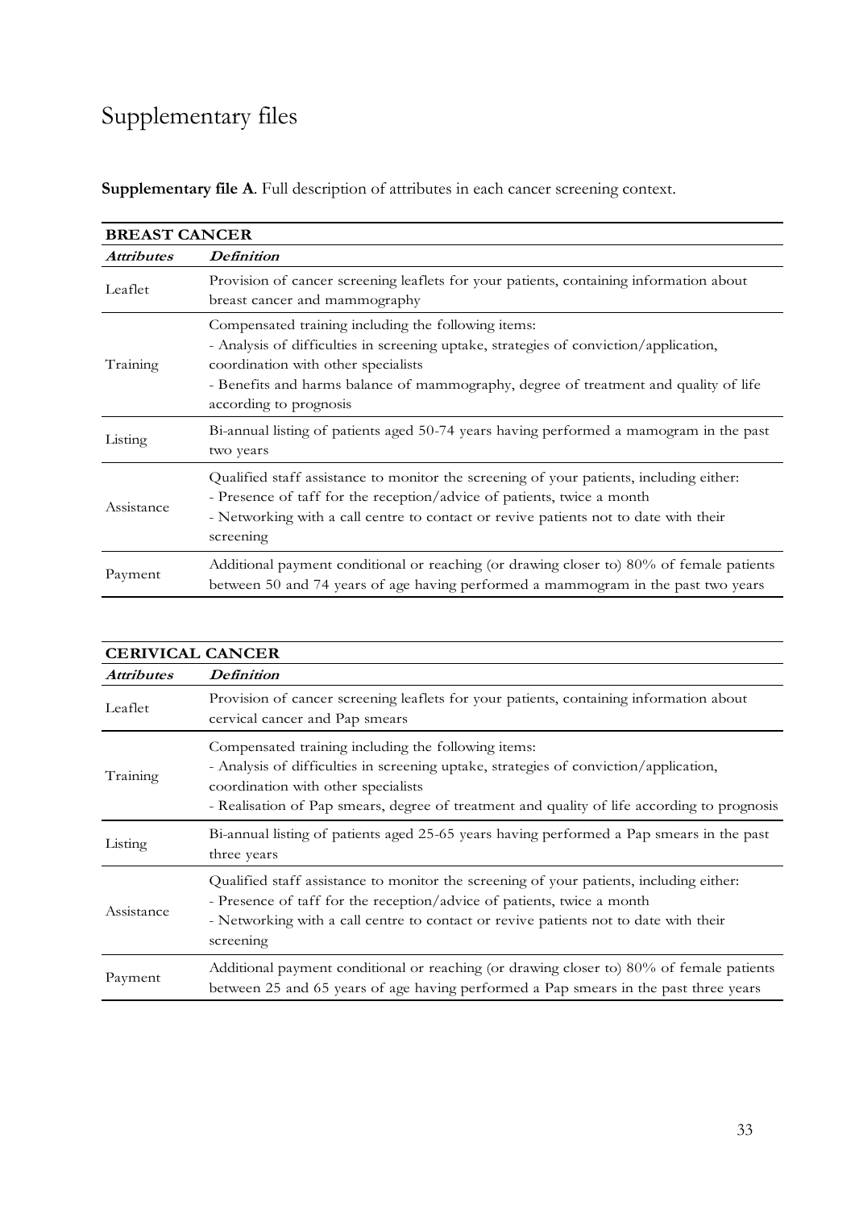# Supplementary files

**Supplementary file A**. Full description of attributes in each cancer screening context.

| **BREAST CANCER** | |
|---|---|
| ***Attributes*** | ***Definition*** |
| Leaflet | Provision of cancer screening leaflets for your patients, containing information about breast cancer and mammography |
| Training | Compensated training including the following items:<br>- Analysis of difficulties in screening uptake, strategies of conviction/application, coordination with other specialists<br>- Benefits and harms balance of mammography, degree of treatment and quality of life according to prognosis |
| Listing | Bi-annual listing of patients aged 50-74 years having performed a mamogram in the past two years |
| Assistance | Qualified staff assistance to monitor the screening of your patients, including either:<br>- Presence of taff for the reception/advice of patients, twice a month<br>- Networking with a call centre to contact or revive patients not to date with their screening |
| Payment | Additional payment conditional or reaching (or drawing closer to) 80% of female patients between 50 and 74 years of age having performed a mammogram in the past two years |

| **CERIVICAL CANCER** | |
|---|---|
| ***Attributes*** | ***Definition*** |
| Leaflet | Provision of cancer screening leaflets for your patients, containing information about cervical cancer and Pap smears |
| Training | Compensated training including the following items:<br>- Analysis of difficulties in screening uptake, strategies of conviction/application, coordination with other specialists<br>- Realisation of Pap smears, degree of treatment and quality of life according to prognosis |
| Listing | Bi-annual listing of patients aged 25-65 years having performed a Pap smears in the past three years |
| Assistance | Qualified staff assistance to monitor the screening of your patients, including either:<br>- Presence of taff for the reception/advice of patients, twice a month<br>- Networking with a call centre to contact or revive patients not to date with their screening |
| Payment | Additional payment conditional or reaching (or drawing closer to) 80% of female patients between 25 and 65 years of age having performed a Pap smears in the past three years |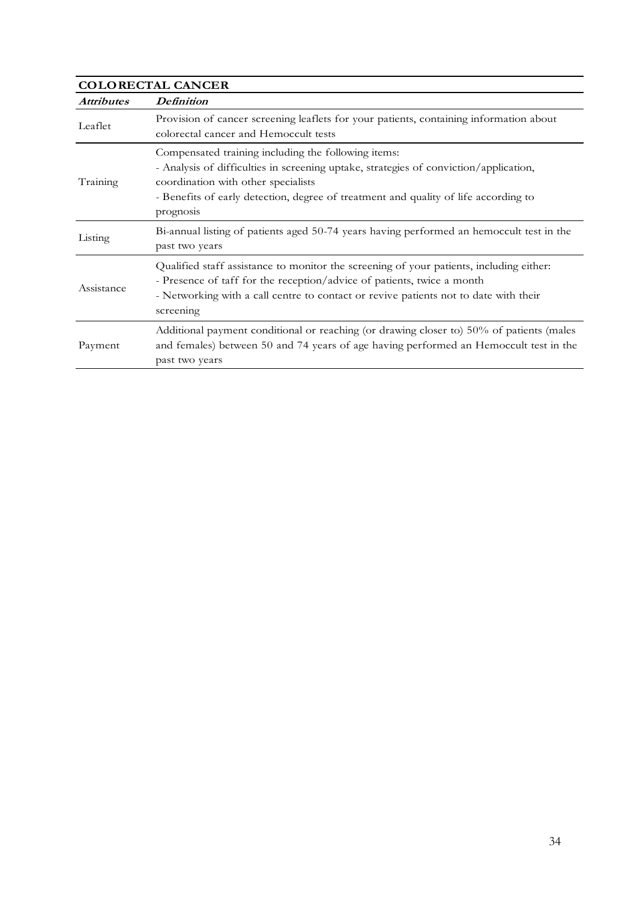| **COLORECTAL CANCER** | |
|---|---|
| ***Attributes*** | ***Definition*** |
| Leaflet | Provision of cancer screening leaflets for your patients, containing information about colorectal cancer and Hemoccult tests |
| Training | Compensated training including the following items:<br>- Analysis of difficulties in screening uptake, strategies of conviction/application, coordination with other specialists<br>- Benefits of early detection, degree of treatment and quality of life according to prognosis |
| Listing | Bi-annual listing of patients aged 50-74 years having performed an hemoccult test in the past two years |
| Assistance | Qualified staff assistance to monitor the screening of your patients, including either:<br>- Presence of taff for the reception/advice of patients, twice a month<br>- Networking with a call centre to contact or revive patients not to date with their screening |
| Payment | Additional payment conditional or reaching (or drawing closer to) 50% of patients (males and females) between 50 and 74 years of age having performed an Hemoccult test in the past two years |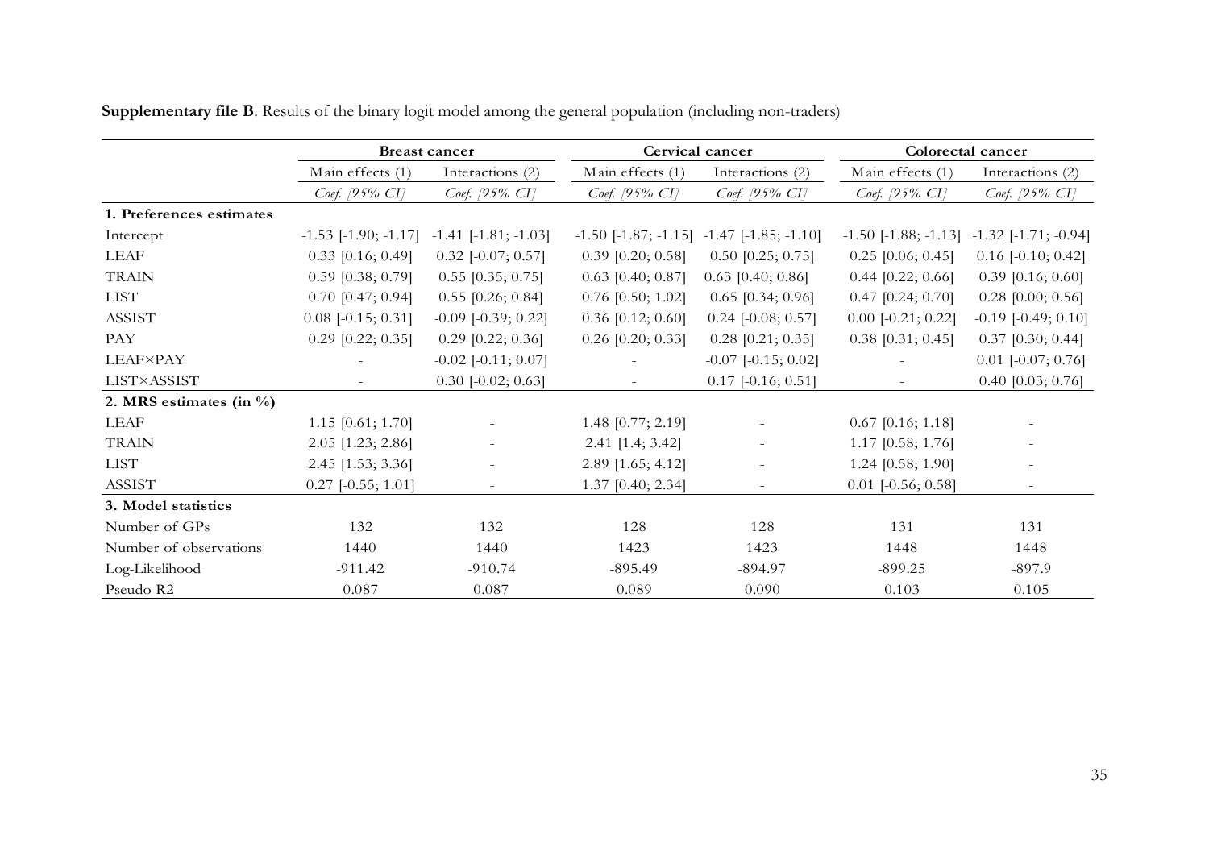**Supplementary file B**. Results of the binary logit model among the general population (including non-traders)

| | Breast cancer | | Cervical cancer | | Colorectal cancer | |
|---|---|---|---|---|---|---|
| | Main effects (1) | Interactions (2) | Main effects (1) | Interactions (2) | Main effects (1) | Interactions (2) |
| | *Coef. [95% CI]* | *Coef. [95% CI]* | *Coef. [95% CI]* | *Coef. [95% CI]* | *Coef. [95% CI]* | *Coef. [95% CI]* |
| **1. Preferences estimates** | | | | | | |
| Intercept | -1.53 [-1.90; -1.17] | -1.41 [-1.81; -1.03] | -1.50 [-1.87; -1.15] | -1.47 [-1.85; -1.10] | -1.50 [-1.88; -1.13] | -1.32 [-1.71; -0.94] |
| LEAF | 0.33 [0.16; 0.49] | 0.32 [-0.07; 0.57] | 0.39 [0.20; 0.58] | 0.50 [0.25; 0.75] | 0.25 [0.06; 0.45] | 0.16 [-0.10; 0.42] |
| TRAIN | 0.59 [0.38; 0.79] | 0.55 [0.35; 0.75] | 0.63 [0.40; 0.87] | 0.63 [0.40; 0.86] | 0.44 [0.22; 0.66] | 0.39 [0.16; 0.60] |
| LIST | 0.70 [0.47; 0.94] | 0.55 [0.26; 0.84] | 0.76 [0.50; 1.02] | 0.65 [0.34; 0.96] | 0.47 [0.24; 0.70] | 0.28 [0.00; 0.56] |
| ASSIST | 0.08 [-0.15; 0.31] | -0.09 [-0.39; 0.22] | 0.36 [0.12; 0.60] | 0.24 [-0.08; 0.57] | 0.00 [-0.21; 0.22] | -0.19 [-0.49; 0.10] |
| PAY | 0.29 [0.22; 0.35] | 0.29 [0.22; 0.36] | 0.26 [0.20; 0.33] | 0.28 [0.21; 0.35] | 0.38 [0.31; 0.45] | 0.37 [0.30; 0.44] |
| LEAF×PAY | - | -0.02 [-0.11; 0.07] | - | -0.07 [-0.15; 0.02] | - | 0.01 [-0.07; 0.76] |
| LIST×ASSIST | - | 0.30 [-0.02; 0.63] | - | 0.17 [-0.16; 0.51] | - | 0.40 [0.03; 0.76] |
| **2. MRS estimates (in %)** | | | | | | |
| LEAF | 1.15 [0.61; 1.70] | - | 1.48 [0.77; 2.19] | - | 0.67 [0.16; 1.18] | - |
| TRAIN | 2.05 [1.23; 2.86] | - | 2.41 [1.4; 3.42] | - | 1.17 [0.58; 1.76] | - |
| LIST | 2.45 [1.53; 3.36] | - | 2.89 [1.65; 4.12] | - | 1.24 [0.58; 1.90] | - |
| ASSIST | 0.27 [-0.55; 1.01] | - | 1.37 [0.40; 2.34] | - | 0.01 [-0.56; 0.58] | - |
| **3. Model statistics** | | | | | | |
| Number of GPs | 132 | 132 | 128 | 128 | 131 | 131 |
| Number of observations | 1440 | 1440 | 1423 | 1423 | 1448 | 1448 |
| Log-Likelihood | -911.42 | -910.74 | -895.49 | -894.97 | -899.25 | -897.9 |
| Pseudo R2 | 0.087 | 0.087 | 0.089 | 0.090 | 0.103 | 0.105 |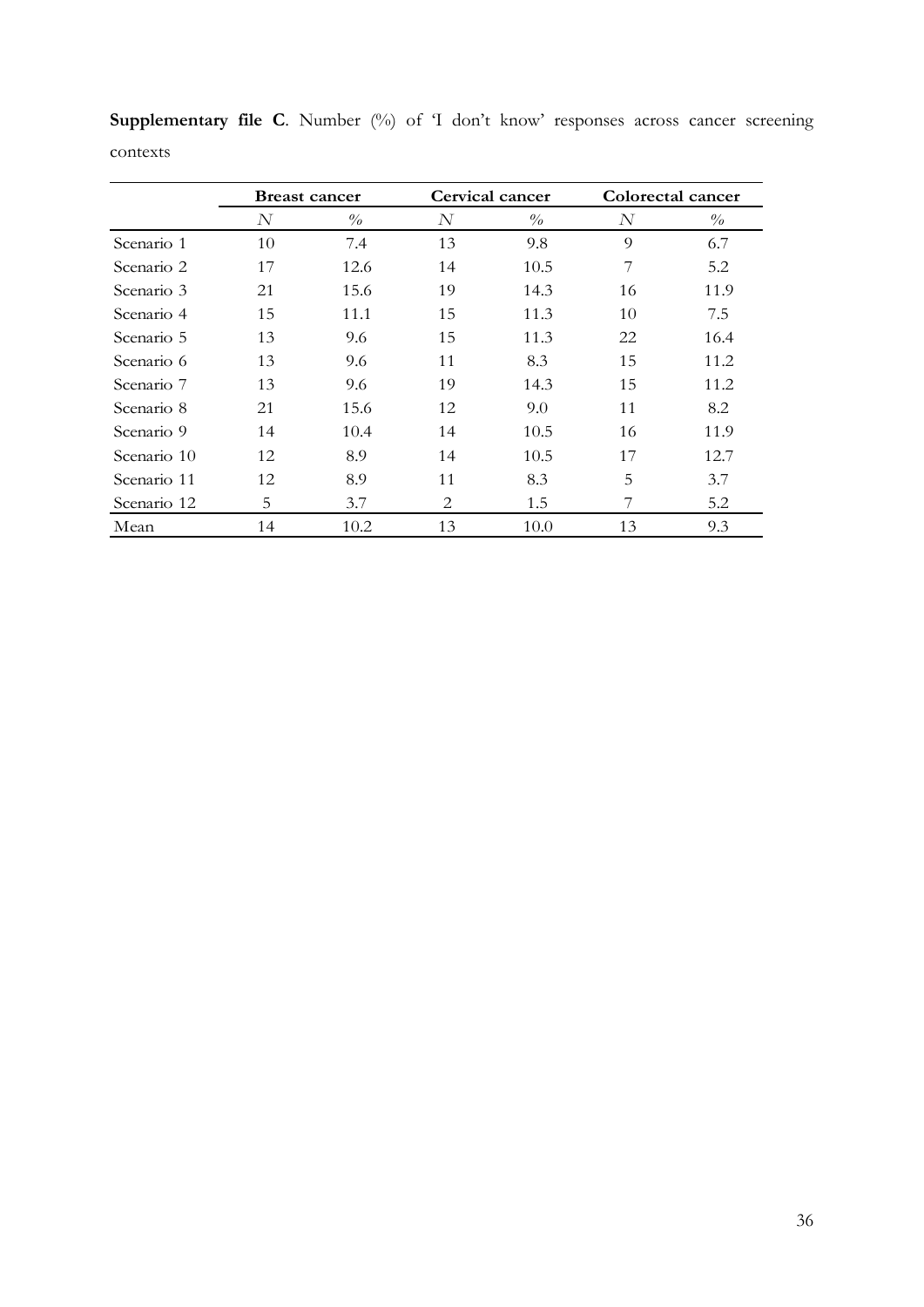**Supplementary file C**. Number (%) of 'I don't know' responses across cancer screening contexts

| | Breast cancer | | Cervical cancer | | Colorectal cancer | |
|---|---|---|---|---|---|---|
| | *N* | *%* | *N* | *%* | *N* | *%* |
| Scenario 1 | 10 | 7.4 | 13 | 9.8 | 9 | 6.7 |
| Scenario 2 | 17 | 12.6 | 14 | 10.5 | 7 | 5.2 |
| Scenario 3 | 21 | 15.6 | 19 | 14.3 | 16 | 11.9 |
| Scenario 4 | 15 | 11.1 | 15 | 11.3 | 10 | 7.5 |
| Scenario 5 | 13 | 9.6 | 15 | 11.3 | 22 | 16.4 |
| Scenario 6 | 13 | 9.6 | 11 | 8.3 | 15 | 11.2 |
| Scenario 7 | 13 | 9.6 | 19 | 14.3 | 15 | 11.2 |
| Scenario 8 | 21 | 15.6 | 12 | 9.0 | 11 | 8.2 |
| Scenario 9 | 14 | 10.4 | 14 | 10.5 | 16 | 11.9 |
| Scenario 10 | 12 | 8.9 | 14 | 10.5 | 17 | 12.7 |
| Scenario 11 | 12 | 8.9 | 11 | 8.3 | 5 | 3.7 |
| Scenario 12 | 5 | 3.7 | 2 | 1.5 | 7 | 5.2 |
| Mean | 14 | 10.2 | 13 | 10.0 | 13 | 9.3 |